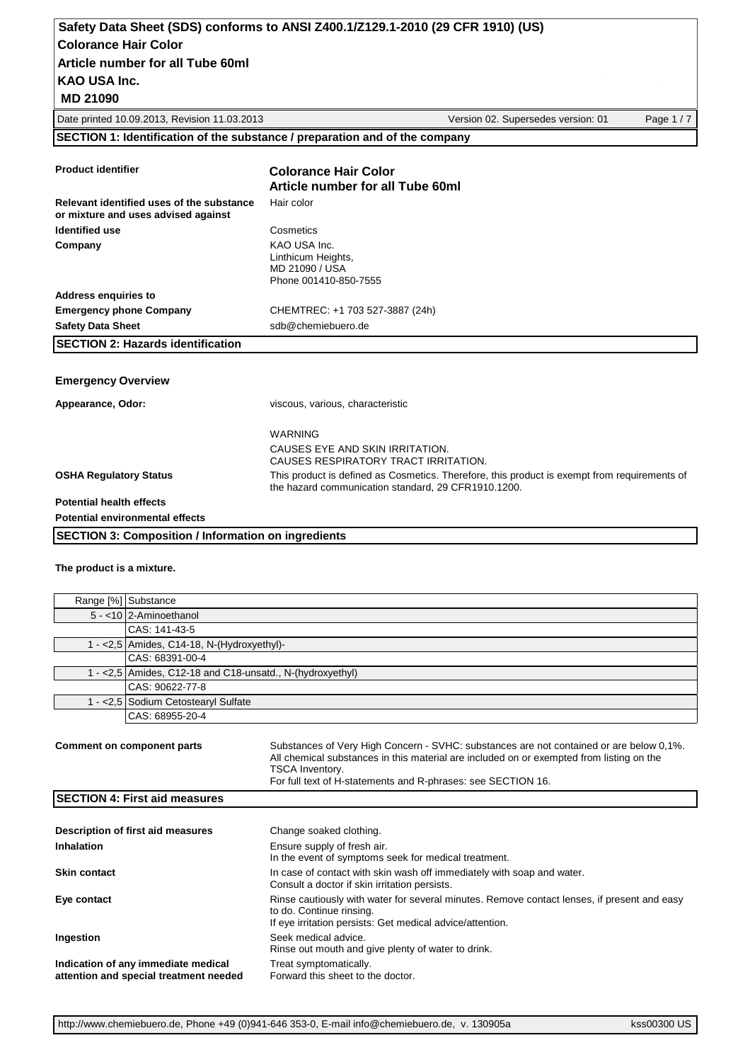# Safety Data Sheet (SDS) conforms to ANSI Z400.1/Z129.1-2010 (29 CFR 1910) (US)

**Colorance Hair Color**
**Article number for all Tube 60ml**
**KAO USA Inc.**
**MD 21090**

Date printed 10.09.2013, Revision 11.03.2013 — Version 02. Supersedes version: 01

## SECTION 1: Identification of the substance / preparation and of the company

| | |
|---|---|
| **Product identifier** | **Colorance Hair Color** **Article number for all Tube 60ml** |
| **Relevant identified uses of the substance or mixture and uses advised against** | Hair color |
| **Identified use** | Cosmetics |
| **Company** | KAO USA Inc. Linthicum Heights, MD 21090 / USA Phone 001410-850-7555 |
| **Address enquiries to** | |
| **Emergency phone Company** | CHEMTREC: +1 703 527-3887 (24h) |
| **Safety Data Sheet** | sdb@chemiebuero.de |

## SECTION 2: Hazards identification

**Emergency Overview**

**Appearance, Odor:** viscous, various, characteristic

WARNING
CAUSES EYE AND SKIN IRRITATION.
CAUSES RESPIRATORY TRACT IRRITATION.

**OSHA Regulatory Status:** This product is defined as Cosmetics. Therefore, this product is exempt from requirements of the hazard communication standard, 29 CFR1910.1200.

**Potential health effects**

**Potential environmental effects**

## SECTION 3: Composition / Information on ingredients

**The product is a mixture.**

| Range [%] | Substance |
|---|---|
| 5 - <10 | 2-Aminoethanol |
| | CAS: 141-43-5 |
| 1 - <2,5 | Amides, C14-18, N-(Hydroxyethyl)- |
| | CAS: 68391-00-4 |
| 1 - <2,5 | Amides, C12-18 and C18-unsatd., N-(hydroxyethyl) |
| | CAS: 90622-77-8 |
| 1 - <2,5 | Sodium Cetostearyl Sulfate |
| | CAS: 68955-20-4 |

**Comment on component parts:** Substances of Very High Concern - SVHC: substances are not contained or are below 0,1%. All chemical substances in this material are included on or exempted from listing on the TSCA Inventory.
For full text of H-statements and R-phrases: see SECTION 16.

## SECTION 4: First aid measures

| | |
|---|---|
| **Description of first aid measures** | Change soaked clothing. |
| **Inhalation** | Ensure supply of fresh air. In the event of symptoms seek for medical treatment. |
| **Skin contact** | In case of contact with skin wash off immediately with soap and water. Consult a doctor if skin irritation persists. |
| **Eye contact** | Rinse cautiously with water for several minutes. Remove contact lenses, if present and easy to do. Continue rinsing. If eye irritation persists: Get medical advice/attention. |
| **Ingestion** | Seek medical advice. Rinse out mouth and give plenty of water to drink. |
| **Indication of any immediate medical attention and special treatment needed** | Treat symptomatically. Forward this sheet to the doctor. |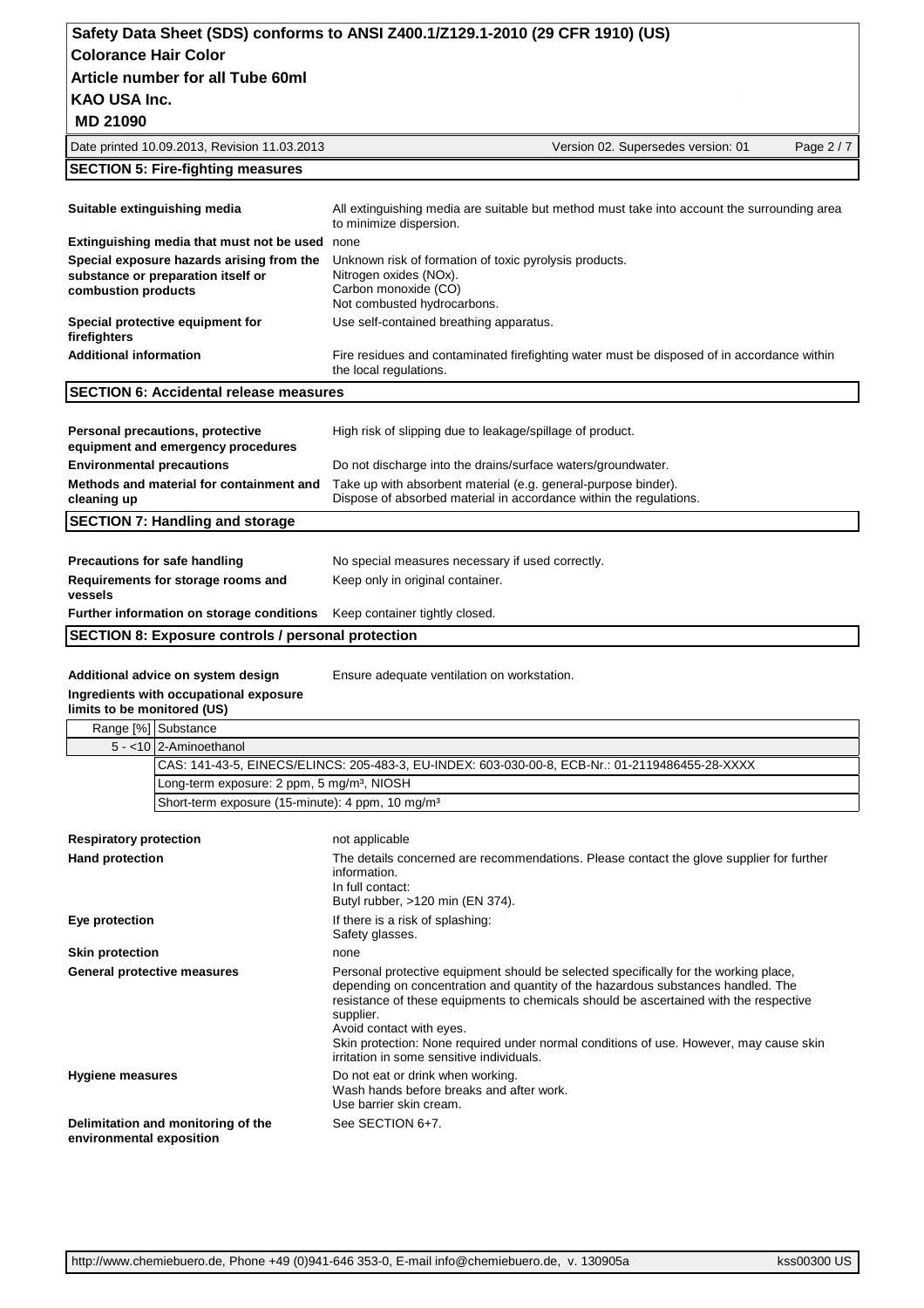## SECTION 5: Fire-fighting measures

| | |
|---|---|
| **Suitable extinguishing media** | All extinguishing media are suitable but method must take into account the surrounding area to minimize dispersion. |
| **Extinguishing media that must not be used** | none |
| **Special exposure hazards arising from the substance or preparation itself or combustion products** | Unknown risk of formation of toxic pyrolysis products.<br>Nitrogen oxides (NOx).<br>Carbon monoxide (CO)<br>Not combusted hydrocarbons. |
| **Special protective equipment for firefighters** | Use self-contained breathing apparatus. |
| **Additional information** | Fire residues and contaminated firefighting water must be disposed of in accordance within the local regulations. |

## SECTION 6: Accidental release measures

| | |
|---|---|
| **Personal precautions, protective equipment and emergency procedures** | High risk of slipping due to leakage/spillage of product. |
| **Environmental precautions** | Do not discharge into the drains/surface waters/groundwater. |
| **Methods and material for containment and cleaning up** | Take up with absorbent material (e.g. general-purpose binder).<br>Dispose of absorbed material in accordance within the regulations. |

## SECTION 7: Handling and storage

| | |
|---|---|
| **Precautions for safe handling** | No special measures necessary if used correctly. |
| **Requirements for storage rooms and vessels** | Keep only in original container. |
| **Further information on storage conditions** | Keep container tightly closed. |

## SECTION 8: Exposure controls / personal protection

**Additional advice on system design** Ensure adequate ventilation on workstation.

**Ingredients with occupational exposure limits to be monitored (US)**

| Range [%] | Substance |
|---|---|
| 5 - <10 | 2-Aminoethanol |
| | CAS: 141-43-5, EINECS/ELINCS: 205-483-3, EU-INDEX: 603-030-00-8, ECB-Nr.: 01-2119486455-28-XXXX |
| | Long-term exposure: 2 ppm, 5 mg/m³, NIOSH |
| | Short-term exposure (15-minute): 4 ppm, 10 mg/m³ |

| | |
|---|---|
| **Respiratory protection** | not applicable |
| **Hand protection** | The details concerned are recommendations. Please contact the glove supplier for further information.<br>In full contact:<br>Butyl rubber, >120 min (EN 374). |
| **Eye protection** | If there is a risk of splashing:<br>Safety glasses. |
| **Skin protection** | none |
| **General protective measures** | Personal protective equipment should be selected specifically for the working place, depending on concentration and quantity of the hazardous substances handled. The resistance of these equipments to chemicals should be ascertained with the respective supplier.<br>Avoid contact with eyes.<br>Skin protection: None required under normal conditions of use. However, may cause skin irritation in some sensitive individuals. |
| **Hygiene measures** | Do not eat or drink when working.<br>Wash hands before breaks and after work.<br>Use barrier skin cream. |
| **Delimitation and monitoring of the environmental exposition** | See SECTION 6+7. |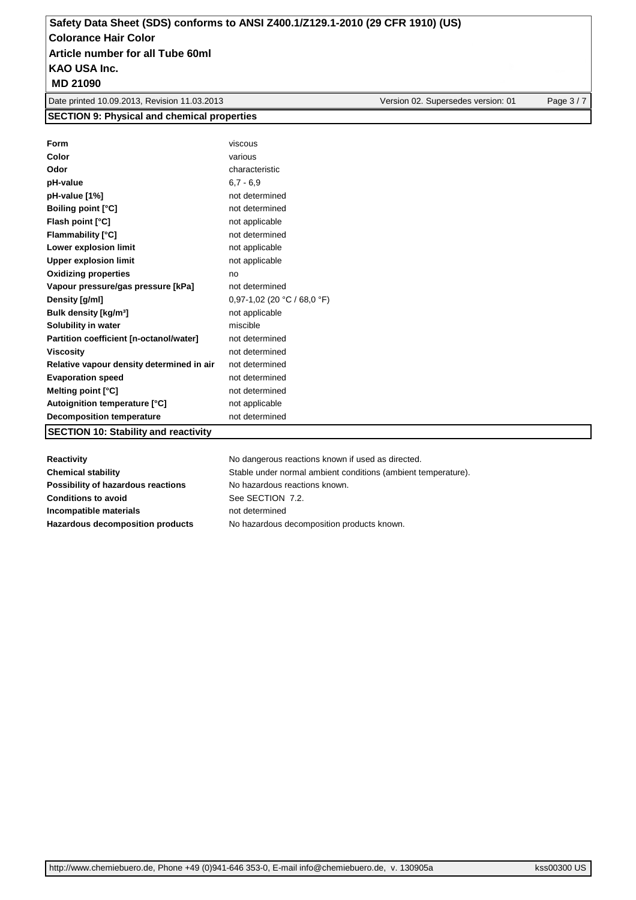## SECTION 9: Physical and chemical properties

| Property | Value |
|---|---|
| **Form** | viscous |
| **Color** | various |
| **Odor** | characteristic |
| **pH-value** | 6,7 - 6,9 |
| **pH-value [1%]** | not determined |
| **Boiling point [°C]** | not determined |
| **Flash point [°C]** | not applicable |
| **Flammability [°C]** | not determined |
| **Lower explosion limit** | not applicable |
| **Upper explosion limit** | not applicable |
| **Oxidizing properties** | no |
| **Vapour pressure/gas pressure [kPa]** | not determined |
| **Density [g/ml]** | 0,97-1,02 (20 °C / 68,0 °F) |
| **Bulk density [kg/m³]** | not applicable |
| **Solubility in water** | miscible |
| **Partition coefficient [n-octanol/water]** | not determined |
| **Viscosity** | not determined |
| **Relative vapour density determined in air** | not determined |
| **Evaporation speed** | not determined |
| **Melting point [°C]** | not determined |
| **Autoignition temperature [°C]** | not applicable |
| **Decomposition temperature** | not determined |

## SECTION 10: Stability and reactivity

| Property | Value |
|---|---|
| **Reactivity** | No dangerous reactions known if used as directed. |
| **Chemical stability** | Stable under normal ambient conditions (ambient temperature). |
| **Possibility of hazardous reactions** | No hazardous reactions known. |
| **Conditions to avoid** | See SECTION 7.2. |
| **Incompatible materials** | not determined |
| **Hazardous decomposition products** | No hazardous decomposition products known. |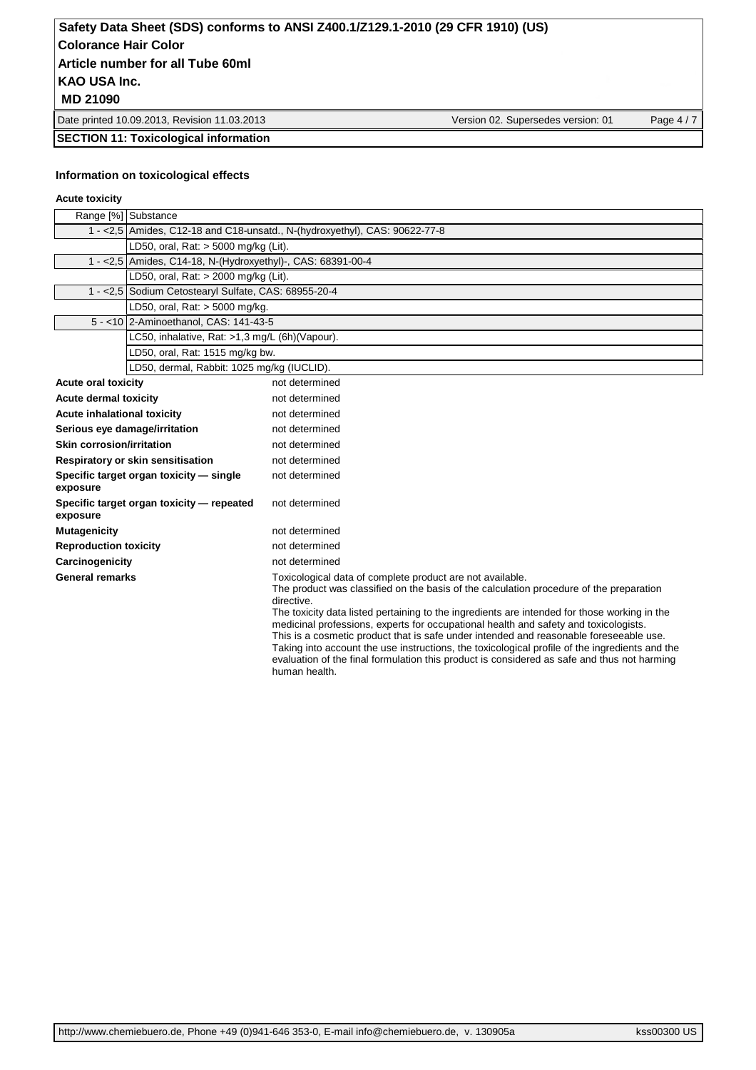## SECTION 11: Toxicological information

### Information on toxicological effects

**Acute toxicity**

| Range [%] | Substance |
|---|---|
| 1 - <2,5 | Amides, C12-18 and C18-unsatd., N-(hydroxyethyl), CAS: 90622-77-8 |
| | LD50, oral, Rat: > 5000 mg/kg (Lit). |
| 1 - <2,5 | Amides, C14-18, N-(Hydroxyethyl)-, CAS: 68391-00-4 |
| | LD50, oral, Rat: > 2000 mg/kg (Lit). |
| 1 - <2,5 | Sodium Cetostearyl Sulfate, CAS: 68955-20-4 |
| | LD50, oral, Rat: > 5000 mg/kg. |
| 5 - <10 | 2-Aminoethanol, CAS: 141-43-5 |
| | LC50, inhalative, Rat: >1,3 mg/L (6h)(Vapour). |
| | LD50, oral, Rat: 1515 mg/kg bw. |
| | LD50, dermal, Rabbit: 1025 mg/kg (IUCLID). |

**Acute oral toxicity**: not determined

**Acute dermal toxicity**: not determined

**Acute inhalational toxicity**: not determined

**Serious eye damage/irritation**: not determined

**Skin corrosion/irritation**: not determined

**Respiratory or skin sensitisation**: not determined

**Specific target organ toxicity — single exposure**: not determined

**Specific target organ toxicity — repeated exposure**: not determined

**Mutagenicity**: not determined

**Reproduction toxicity**: not determined

**Carcinogenicity**: not determined

**General remarks**

Toxicological data of complete product are not available.
The product was classified on the basis of the calculation procedure of the preparation directive.
The toxicity data listed pertaining to the ingredients are intended for those working in the medicinal professions, experts for occupational health and safety and toxicologists.
This is a cosmetic product that is safe under intended and reasonable foreseeable use.
Taking into account the use instructions, the toxicological profile of the ingredients and the evaluation of the final formulation this product is considered as safe and thus not harming human health.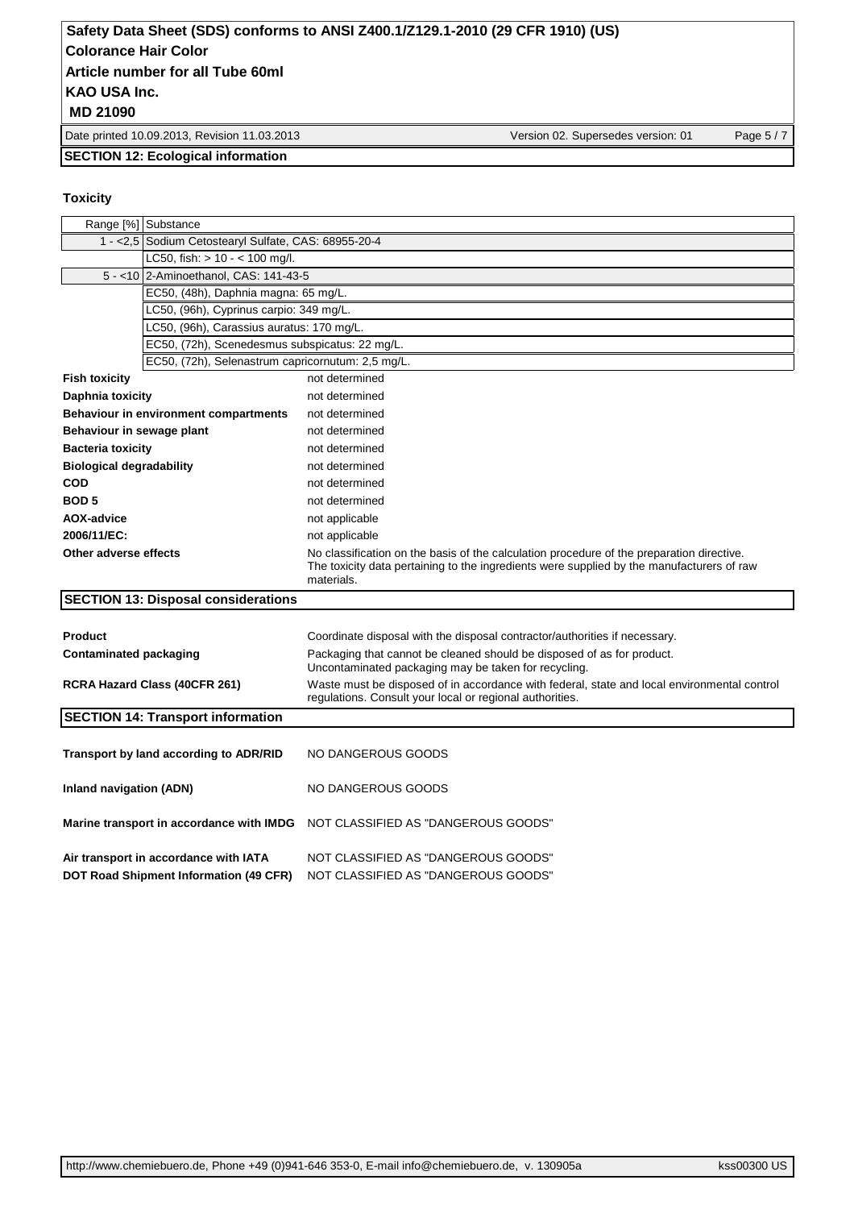## SECTION 12: Ecological information

### Toxicity

| Range [%] | Substance |
|---|---|
| 1 - <2,5 | Sodium Cetostearyl Sulfate, CAS: 68955-20-4 |
| | LC50, fish: > 10 - < 100 mg/l. |
| 5 - <10 | 2-Aminoethanol, CAS: 141-43-5 |
| | EC50, (48h), Daphnia magna: 65 mg/L. |
| | LC50, (96h), Cyprinus carpio: 349 mg/L. |
| | LC50, (96h), Carassius auratus: 170 mg/L. |
| | EC50, (72h), Scenedesmus subspicatus: 22 mg/L. |
| | EC50, (72h), Selenastrum capricornutum: 2,5 mg/L. |

| | |
|---|---|
| **Fish toxicity** | not determined |
| **Daphnia toxicity** | not determined |
| **Behaviour in environment compartments** | not determined |
| **Behaviour in sewage plant** | not determined |
| **Bacteria toxicity** | not determined |
| **Biological degradability** | not determined |
| **COD** | not determined |
| **BOD 5** | not determined |
| **AOX-advice** | not applicable |
| **2006/11/EC:** | not applicable |
| **Other adverse effects** | No classification on the basis of the calculation procedure of the preparation directive. The toxicity data pertaining to the ingredients were supplied by the manufacturers of raw materials. |

## SECTION 13: Disposal considerations

| | |
|---|---|
| **Product** | Coordinate disposal with the disposal contractor/authorities if necessary. |
| **Contaminated packaging** | Packaging that cannot be cleaned should be disposed of as for product. Uncontaminated packaging may be taken for recycling. |
| **RCRA Hazard Class (40CFR 261)** | Waste must be disposed of in accordance with federal, state and local environmental control regulations. Consult your local or regional authorities. |

## SECTION 14: Transport information

| | |
|---|---|
| **Transport by land according to ADR/RID** | NO DANGEROUS GOODS |
| **Inland navigation (ADN)** | NO DANGEROUS GOODS |
| **Marine transport in accordance with IMDG** | NOT CLASSIFIED AS "DANGEROUS GOODS" |
| **Air transport in accordance with IATA** | NOT CLASSIFIED AS "DANGEROUS GOODS" |
| **DOT Road Shipment Information (49 CFR)** | NOT CLASSIFIED AS "DANGEROUS GOODS" |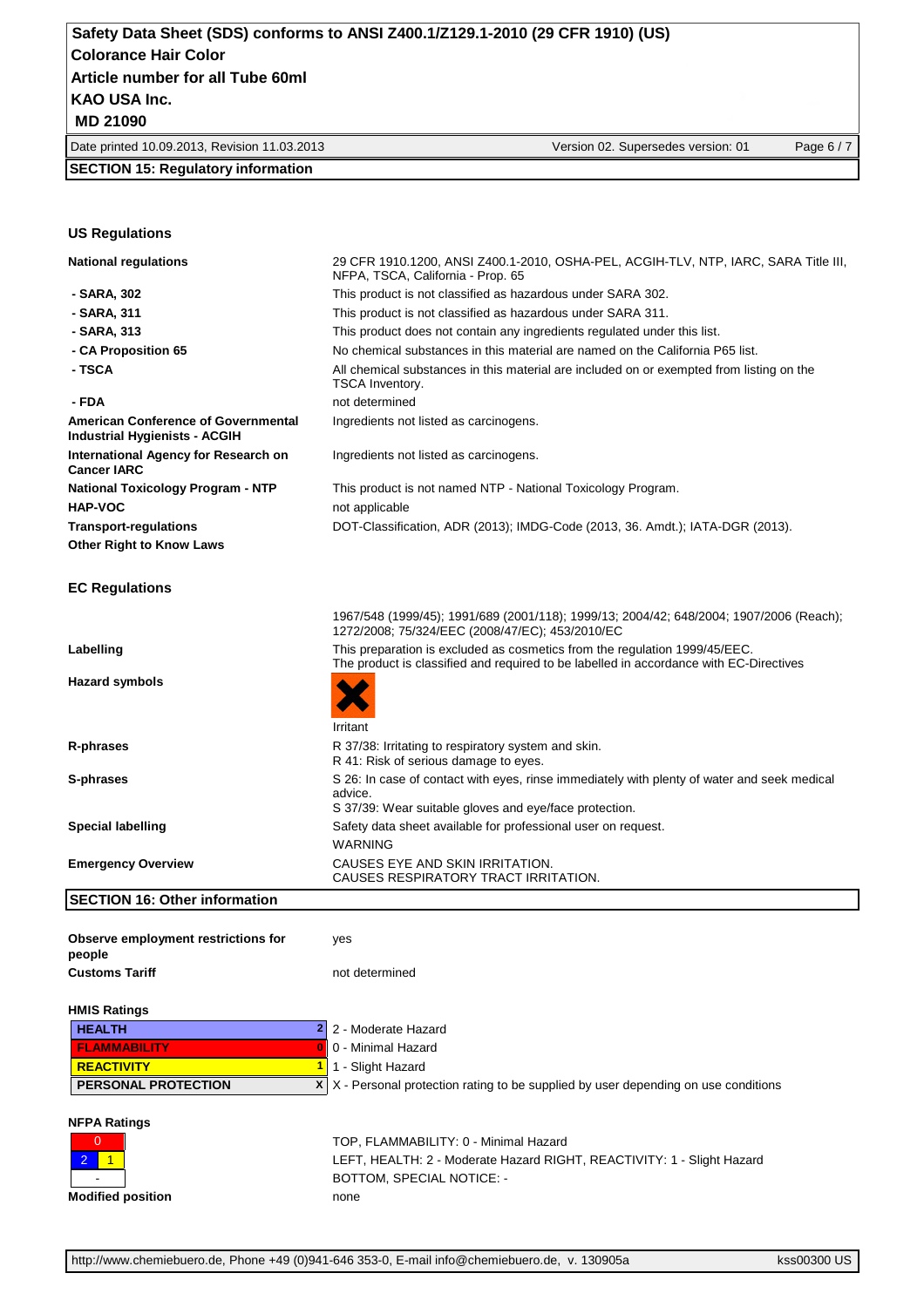## SECTION 15: Regulatory information

### US Regulations

| | |
|---|---|
| **National regulations** | 29 CFR 1910.1200, ANSI Z400.1-2010, OSHA-PEL, ACGIH-TLV, NTP, IARC, SARA Title III, NFPA, TSCA, California - Prop. 65 |
| **- SARA, 302** | This product is not classified as hazardous under SARA 302. |
| **- SARA, 311** | This product is not classified as hazardous under SARA 311. |
| **- SARA, 313** | This product does not contain any ingredients regulated under this list. |
| **- CA Proposition 65** | No chemical substances in this material are named on the California P65 list. |
| **- TSCA** | All chemical substances in this material are included on or exempted from listing on the TSCA Inventory. |
| **- FDA** | not determined |
| **American Conference of Governmental Industrial Hygienists - ACGIH** | Ingredients not listed as carcinogens. |
| **International Agency for Research on Cancer IARC** | Ingredients not listed as carcinogens. |
| **National Toxicology Program - NTP** | This product is not named NTP - National Toxicology Program. |
| **HAP-VOC** | not applicable |
| **Transport-regulations** | DOT-Classification, ADR (2013); IMDG-Code (2013, 36. Amdt.); IATA-DGR (2013). |
| **Other Right to Know Laws** | |

### EC Regulations

| | |
|---|---|
| | 1967/548 (1999/45); 1991/689 (2001/118); 1999/13; 2004/42; 648/2004; 1907/2006 (Reach); 1272/2008; 75/324/EEC (2008/47/EC); 453/2010/EC |
| **Labelling** | This preparation is excluded as cosmetics from the regulation 1999/45/EEC.<br>The product is classified and required to be labelled in accordance with EC-Directives |
| **Hazard symbols** | Irritant |
| **R-phrases** | R 37/38: Irritating to respiratory system and skin.<br>R 41: Risk of serious damage to eyes. |
| **S-phrases** | S 26: In case of contact with eyes, rinse immediately with plenty of water and seek medical advice.<br>S 37/39: Wear suitable gloves and eye/face protection. |
| **Special labelling** | Safety data sheet available for professional user on request.<br>WARNING |
| **Emergency Overview** | CAUSES EYE AND SKIN IRRITATION.<br>CAUSES RESPIRATORY TRACT IRRITATION. |

## SECTION 16: Other information

| | |
|---|---|
| **Observe employment restrictions for people** | yes |
| **Customs Tariff** | not determined |

### HMIS Ratings

| | | |
|---|---|---|
| **HEALTH** | 2 | 2 - Moderate Hazard |
| **FLAMMABILITY** | 0 | 0 - Minimal Hazard |
| **REACTIVITY** | 1 | 1 - Slight Hazard |
| **PERSONAL PROTECTION** | X | X - Personal protection rating to be supplied by user depending on use conditions |

### NFPA Ratings

| | |
|---|---|
| 0 | TOP, FLAMMABILITY: 0 - Minimal Hazard |
| 2 / 1 | LEFT, HEALTH: 2 - Moderate Hazard RIGHT, REACTIVITY: 1 - Slight Hazard |
| - | BOTTOM, SPECIAL NOTICE: - |
| **Modified position** | none |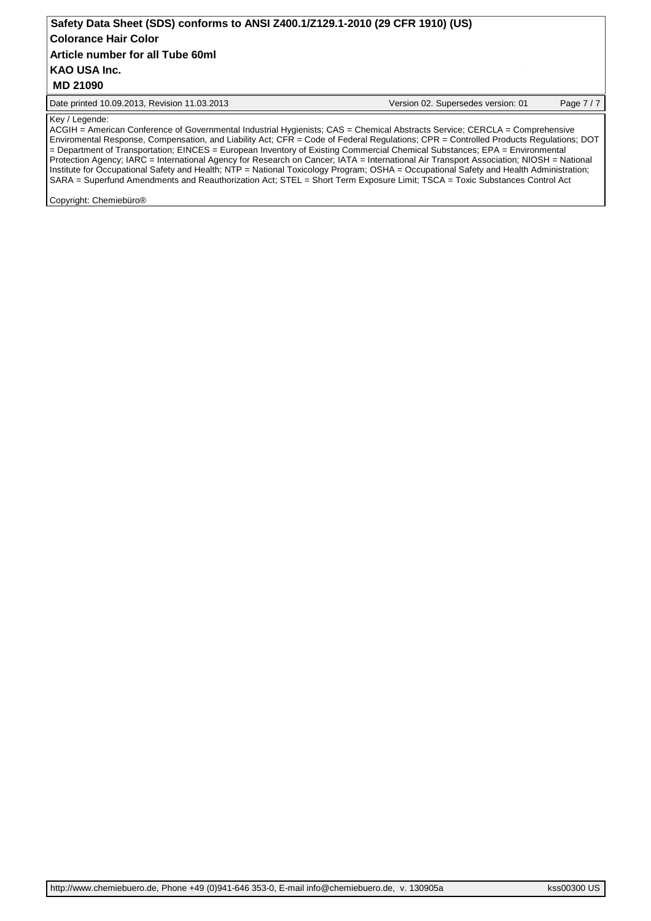Key / Legende:

ACGIH = American Conference of Governmental Industrial Hygienists; CAS = Chemical Abstracts Service; CERCLA = Comprehensive Enviromental Response, Compensation, and Liability Act; CFR = Code of Federal Regulations; CPR = Controlled Products Regulations; DOT = Department of Transportation; EINCES = European Inventory of Existing Commercial Chemical Substances; EPA = Environmental Protection Agency; IARC = International Agency for Research on Cancer; IATA = International Air Transport Association; NIOSH = National Institute for Occupational Safety and Health; NTP = National Toxicology Program; OSHA = Occupational Safety and Health Administration; SARA = Superfund Amendments and Reauthorization Act; STEL = Short Term Exposure Limit; TSCA = Toxic Substances Control Act

Copyright: Chemiebüro®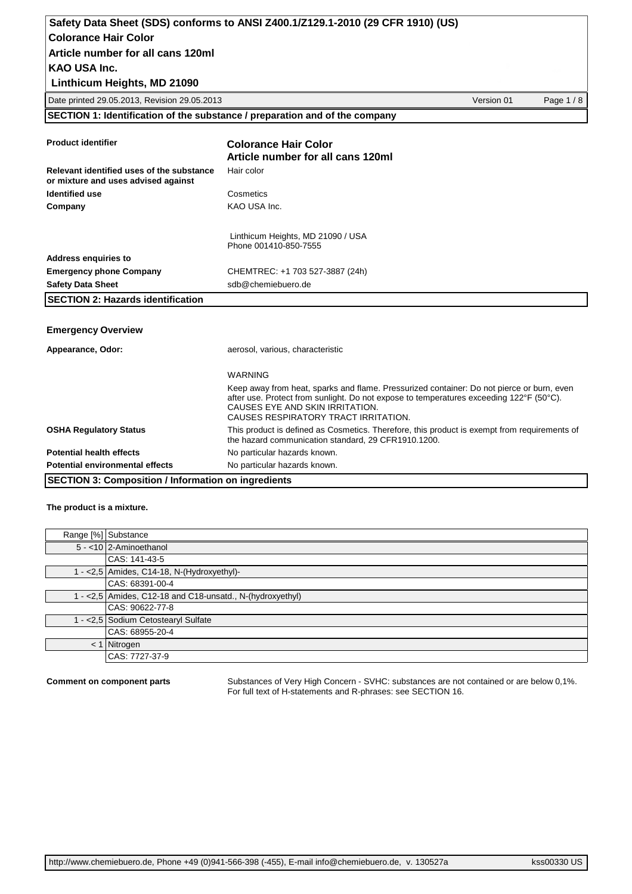# Safety Data Sheet (SDS) conforms to ANSI Z400.1/Z129.1-2010 (29 CFR 1910) (US)

**Colorance Hair Color**

**Article number for all cans 120ml**

**KAO USA Inc.**

**Linthicum Heights, MD 21090**

Date printed 29.05.2013, Revision 29.05.2013 — Version 01

## SECTION 1: Identification of the substance / preparation and of the company

| | |
|---|---|
| **Product identifier** | **Colorance Hair Color** **Article number for all cans 120ml** |
| **Relevant identified uses of the substance or mixture and uses advised against** | Hair color |
| **Identified use** | Cosmetics |
| **Company** | KAO USA Inc. Linthicum Heights, MD 21090 / USA Phone 001410-850-7555 |
| **Address enquiries to** | |
| **Emergency phone Company** | CHEMTREC: +1 703 527-3887 (24h) |
| **Safety Data Sheet** | sdb@chemiebuero.de |

## SECTION 2: Hazards identification

**Emergency Overview**

| | |
|---|---|
| **Appearance, Odor:** | aerosol, various, characteristic |
| | WARNING<br>Keep away from heat, sparks and flame. Pressurized container: Do not pierce or burn, even after use. Protect from sunlight. Do not expose to temperatures exceeding 122°F (50°C). CAUSES EYE AND SKIN IRRITATION. CAUSES RESPIRATORY TRACT IRRITATION. |
| **OSHA Regulatory Status** | This product is defined as Cosmetics. Therefore, this product is exempt from requirements of the hazard communication standard, 29 CFR1910.1200. |
| **Potential health effects** | No particular hazards known. |
| **Potential environmental effects** | No particular hazards known. |

## SECTION 3: Composition / Information on ingredients

**The product is a mixture.**

| Range [%] | Substance |
|---|---|
| 5 - <10 | 2-Aminoethanol |
| | CAS: 141-43-5 |
| 1 - <2,5 | Amides, C14-18, N-(Hydroxyethyl)- |
| | CAS: 68391-00-4 |
| 1 - <2,5 | Amides, C12-18 and C18-unsatd., N-(hydroxyethyl) |
| | CAS: 90622-77-8 |
| 1 - <2,5 | Sodium Cetostearyl Sulfate |
| | CAS: 68955-20-4 |
| < 1 | Nitrogen |
| | CAS: 7727-37-9 |

**Comment on component parts** — Substances of Very High Concern - SVHC: substances are not contained or are below 0,1%. For full text of H-statements and R-phrases: see SECTION 16.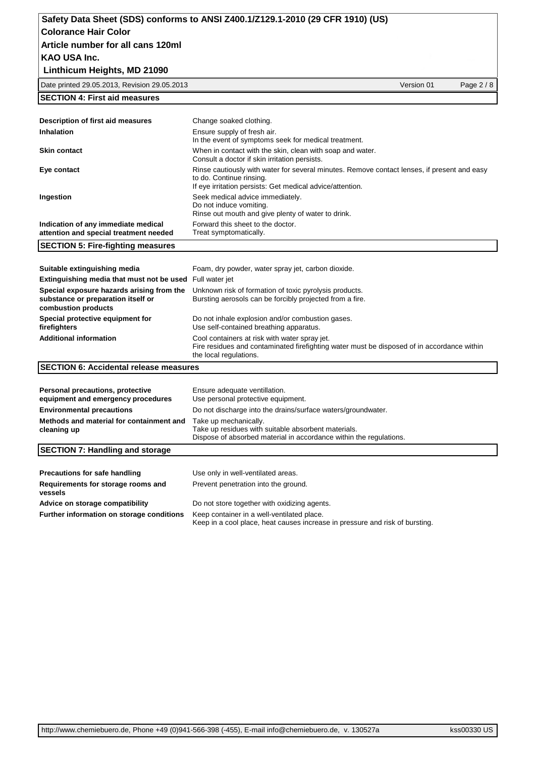## SECTION 4: First aid measures

| | |
|---|---|
| **Description of first aid measures** | Change soaked clothing. |
| **Inhalation** | Ensure supply of fresh air.<br>In the event of symptoms seek for medical treatment. |
| **Skin contact** | When in contact with the skin, clean with soap and water.<br>Consult a doctor if skin irritation persists. |
| **Eye contact** | Rinse cautiously with water for several minutes. Remove contact lenses, if present and easy to do. Continue rinsing.<br>If eye irritation persists: Get medical advice/attention. |
| **Ingestion** | Seek medical advice immediately.<br>Do not induce vomiting.<br>Rinse out mouth and give plenty of water to drink. |
| **Indication of any immediate medical attention and special treatment needed** | Forward this sheet to the doctor.<br>Treat symptomatically. |

## SECTION 5: Fire-fighting measures

| | |
|---|---|
| **Suitable extinguishing media** | Foam, dry powder, water spray jet, carbon dioxide. |
| **Extinguishing media that must not be used** | Full water jet |
| **Special exposure hazards arising from the substance or preparation itself or combustion products** | Unknown risk of formation of toxic pyrolysis products.<br>Bursting aerosols can be forcibly projected from a fire. |
| **Special protective equipment for firefighters** | Do not inhale explosion and/or combustion gases.<br>Use self-contained breathing apparatus. |
| **Additional information** | Cool containers at risk with water spray jet.<br>Fire residues and contaminated firefighting water must be disposed of in accordance within the local regulations. |

## SECTION 6: Accidental release measures

| | |
|---|---|
| **Personal precautions, protective equipment and emergency procedures** | Ensure adequate ventillation.<br>Use personal protective equipment. |
| **Environmental precautions** | Do not discharge into the drains/surface waters/groundwater. |
| **Methods and material for containment and cleaning up** | Take up mechanically.<br>Take up residues with suitable absorbent materials.<br>Dispose of absorbed material in accordance within the regulations. |

## SECTION 7: Handling and storage

| | |
|---|---|
| **Precautions for safe handling** | Use only in well-ventilated areas. |
| **Requirements for storage rooms and vessels** | Prevent penetration into the ground. |
| **Advice on storage compatibility** | Do not store together with oxidizing agents. |
| **Further information on storage conditions** | Keep container in a well-ventilated place.<br>Keep in a cool place, heat causes increase in pressure and risk of bursting. |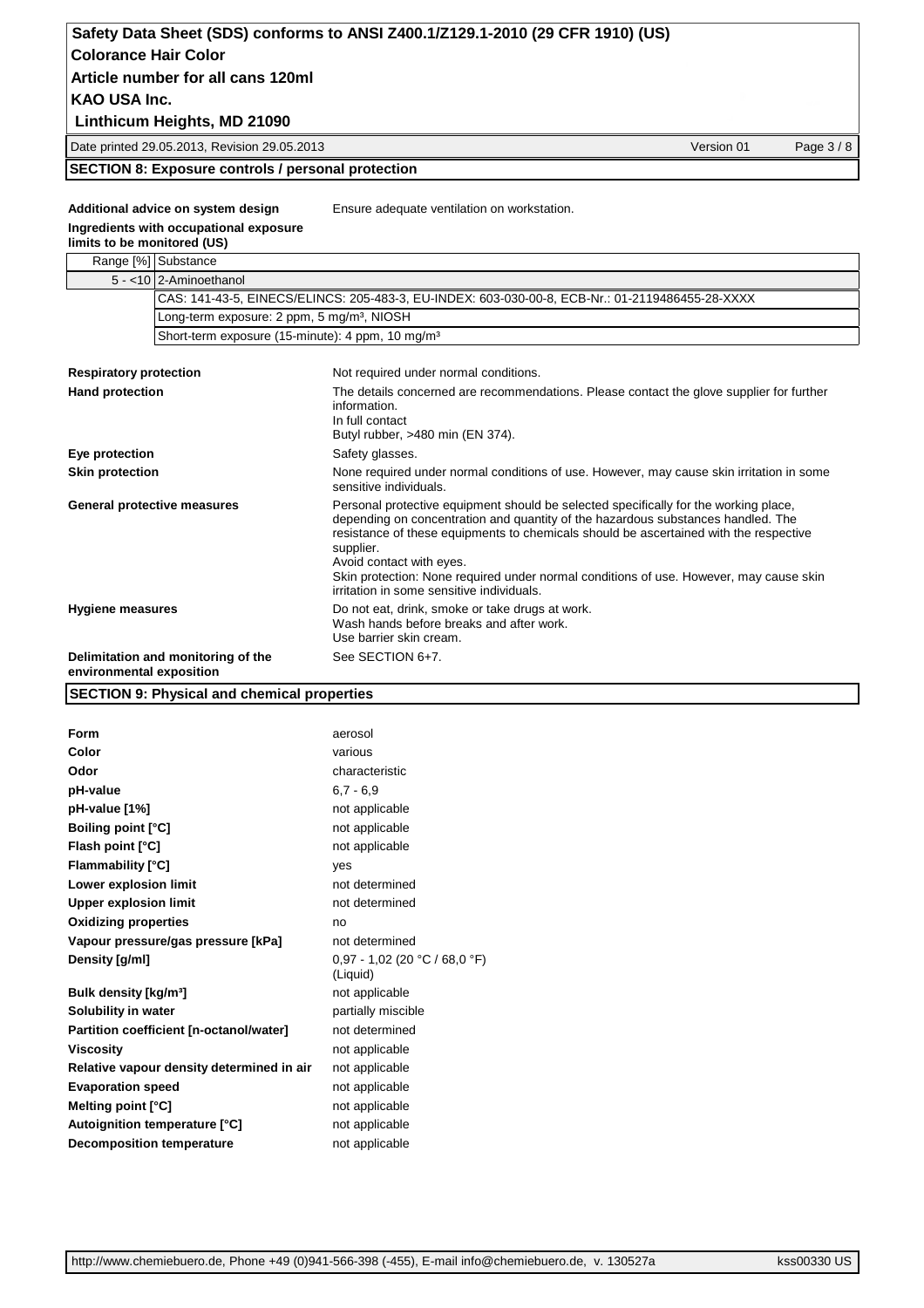## SECTION 8: Exposure controls / personal protection

**Additional advice on system design** Ensure adequate ventilation on workstation.

**Ingredients with occupational exposure limits to be monitored (US)**

| Range [%] | Substance |
|---|---|
| 5 - <10 | 2-Aminoethanol |
| | CAS: 141-43-5, EINECS/ELINCS: 205-483-3, EU-INDEX: 603-030-00-8, ECB-Nr.: 01-2119486455-28-XXXX |
| | Long-term exposure: 2 ppm, 5 mg/m³, NIOSH |
| | Short-term exposure (15-minute): 4 ppm, 10 mg/m³ |

| | |
|---|---|
| **Respiratory protection** | Not required under normal conditions. |
| **Hand protection** | The details concerned are recommendations. Please contact the glove supplier for further information.<br>In full contact<br>Butyl rubber, >480 min (EN 374). |
| **Eye protection** | Safety glasses. |
| **Skin protection** | None required under normal conditions of use. However, may cause skin irritation in some sensitive individuals. |
| **General protective measures** | Personal protective equipment should be selected specifically for the working place, depending on concentration and quantity of the hazardous substances handled. The resistance of these equipments to chemicals should be ascertained with the respective supplier.<br>Avoid contact with eyes.<br>Skin protection: None required under normal conditions of use. However, may cause skin irritation in some sensitive individuals. |
| **Hygiene measures** | Do not eat, drink, smoke or take drugs at work.<br>Wash hands before breaks and after work.<br>Use barrier skin cream. |
| **Delimitation and monitoring of the environmental exposition** | See SECTION 6+7. |

## SECTION 9: Physical and chemical properties

| | |
|---|---|
| **Form** | aerosol |
| **Color** | various |
| **Odor** | characteristic |
| **pH-value** | 6,7 - 6,9 |
| **pH-value [1%]** | not applicable |
| **Boiling point [°C]** | not applicable |
| **Flash point [°C]** | not applicable |
| **Flammability [°C]** | yes |
| **Lower explosion limit** | not determined |
| **Upper explosion limit** | not determined |
| **Oxidizing properties** | no |
| **Vapour pressure/gas pressure [kPa]** | not determined |
| **Density [g/ml]** | 0,97 - 1,02 (20 °C / 68,0 °F) (Liquid) |
| **Bulk density [kg/m³]** | not applicable |
| **Solubility in water** | partially miscible |
| **Partition coefficient [n-octanol/water]** | not determined |
| **Viscosity** | not applicable |
| **Relative vapour density determined in air** | not applicable |
| **Evaporation speed** | not applicable |
| **Melting point [°C]** | not applicable |
| **Autoignition temperature [°C]** | not applicable |
| **Decomposition temperature** | not applicable |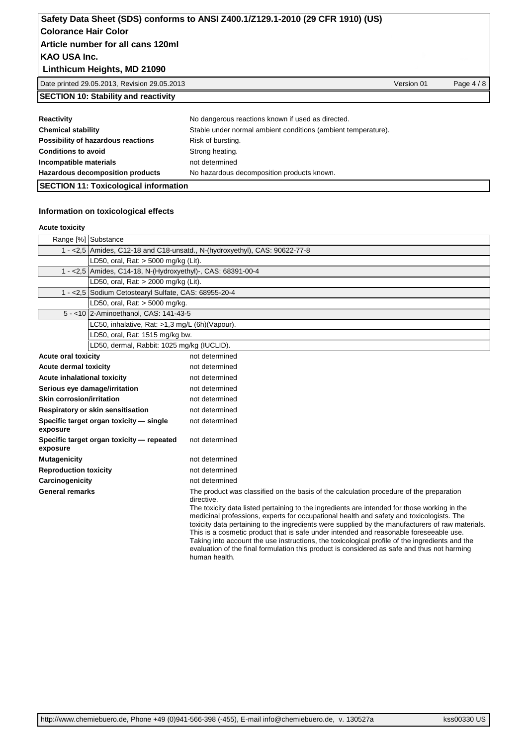## SECTION 10: Stability and reactivity

| | |
|---|---|
| **Reactivity** | No dangerous reactions known if used as directed. |
| **Chemical stability** | Stable under normal ambient conditions (ambient temperature). |
| **Possibility of hazardous reactions** | Risk of bursting. |
| **Conditions to avoid** | Strong heating. |
| **Incompatible materials** | not determined |
| **Hazardous decomposition products** | No hazardous decomposition products known. |

## SECTION 11: Toxicological information

### Information on toxicological effects

**Acute toxicity**

| Range [%] | Substance |
|---|---|
| 1 - <2,5 | Amides, C12-18 and C18-unsatd., N-(hydroxyethyl), CAS: 90622-77-8 |
| | LD50, oral, Rat: > 5000 mg/kg (Lit). |
| 1 - <2,5 | Amides, C14-18, N-(Hydroxyethyl)-, CAS: 68391-00-4 |
| | LD50, oral, Rat: > 2000 mg/kg (Lit). |
| 1 - <2,5 | Sodium Cetostearyl Sulfate, CAS: 68955-20-4 |
| | LD50, oral, Rat: > 5000 mg/kg. |
| 5 - <10 | 2-Aminoethanol, CAS: 141-43-5 |
| | LC50, inhalative, Rat: >1,3 mg/L (6h)(Vapour). |
| | LD50, oral, Rat: 1515 mg/kg bw. |
| | LD50, dermal, Rabbit: 1025 mg/kg (IUCLID). |

| | |
|---|---|
| **Acute oral toxicity** | not determined |
| **Acute dermal toxicity** | not determined |
| **Acute inhalational toxicity** | not determined |
| **Serious eye damage/irritation** | not determined |
| **Skin corrosion/irritation** | not determined |
| **Respiratory or skin sensitisation** | not determined |
| **Specific target organ toxicity — single exposure** | not determined |
| **Specific target organ toxicity — repeated exposure** | not determined |
| **Mutagenicity** | not determined |
| **Reproduction toxicity** | not determined |
| **Carcinogenicity** | not determined |
| **General remarks** | The product was classified on the basis of the calculation procedure of the preparation directive. The toxicity data listed pertaining to the ingredients are intended for those working in the medicinal professions, experts for occupational health and safety and toxicologists. The toxicity data pertaining to the ingredients were supplied by the manufacturers of raw materials. This is a cosmetic product that is safe under intended and reasonable foreseeable use. Taking into account the use instructions, the toxicological profile of the ingredients and the evaluation of the final formulation this product is considered as safe and thus not harming human health. |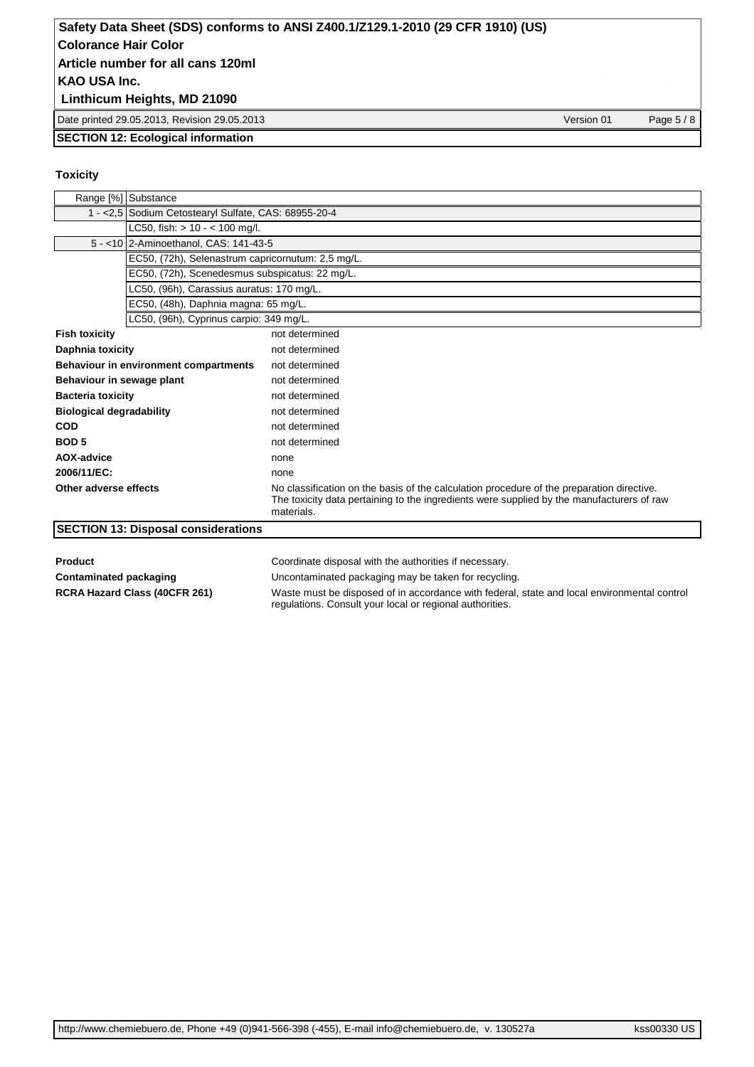## SECTION 12: Ecological information

### Toxicity

| Range [%] | Substance |
|---|---|
| 1 - <2,5 | Sodium Cetostearyl Sulfate, CAS: 68955-20-4 |
| | LC50, fish: > 10 - < 100 mg/l. |
| 5 - <10 | 2-Aminoethanol, CAS: 141-43-5 |
| | EC50, (72h), Selenastrum capricornutum: 2,5 mg/L. |
| | EC50, (72h), Scenedesmus subspicatus: 22 mg/L. |
| | LC50, (96h), Carassius auratus: 170 mg/L. |
| | EC50, (48h), Daphnia magna: 65 mg/L. |
| | LC50, (96h), Cyprinus carpio: 349 mg/L. |

| | |
|---|---|
| **Fish toxicity** | not determined |
| **Daphnia toxicity** | not determined |
| **Behaviour in environment compartments** | not determined |
| **Behaviour in sewage plant** | not determined |
| **Bacteria toxicity** | not determined |
| **Biological degradability** | not determined |
| **COD** | not determined |
| **BOD 5** | not determined |
| **AOX-advice** | none |
| **2006/11/EC:** | none |
| **Other adverse effects** | No classification on the basis of the calculation procedure of the preparation directive. The toxicity data pertaining to the ingredients were supplied by the manufacturers of raw materials. |

## SECTION 13: Disposal considerations

| | |
|---|---|
| **Product** | Coordinate disposal with the authorities if necessary. |
| **Contaminated packaging** | Uncontaminated packaging may be taken for recycling. |
| **RCRA Hazard Class (40CFR 261)** | Waste must be disposed of in accordance with federal, state and local environmental control regulations. Consult your local or regional authorities. |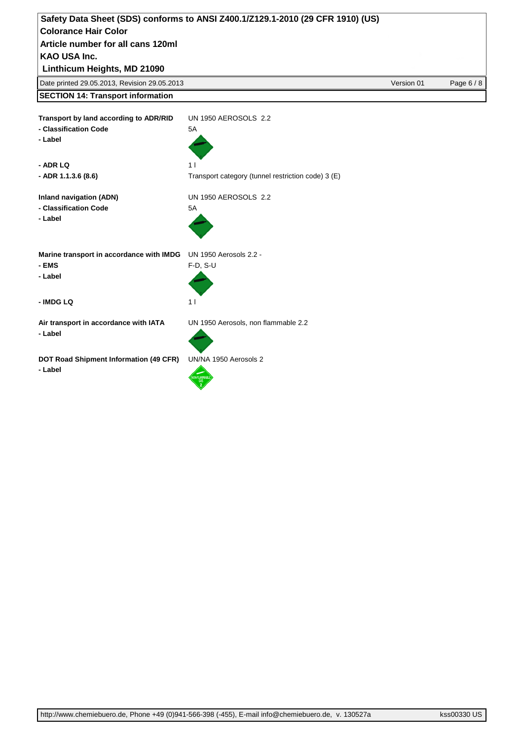## SECTION 14: Transport information

**Transport by land according to ADR/RID** UN 1950 AEROSOLS 2.2

**- Classification Code** 5A

**- Label**

**- ADR LQ** 1 l

**- ADR 1.1.3.6 (8.6)** Transport category (tunnel restriction code) 3 (E)

**Inland navigation (ADN)** UN 1950 AEROSOLS 2.2

**- Classification Code** 5A

**- Label**

**Marine transport in accordance with IMDG** UN 1950 Aerosols 2.2 -

**- EMS** F-D, S-U

**- Label**

**- IMDG LQ** 1 l

**Air transport in accordance with IATA** UN 1950 Aerosols, non flammable 2.2

**- Label**

**DOT Road Shipment Information (49 CFR)** UN/NA 1950 Aerosols 2

**- Label**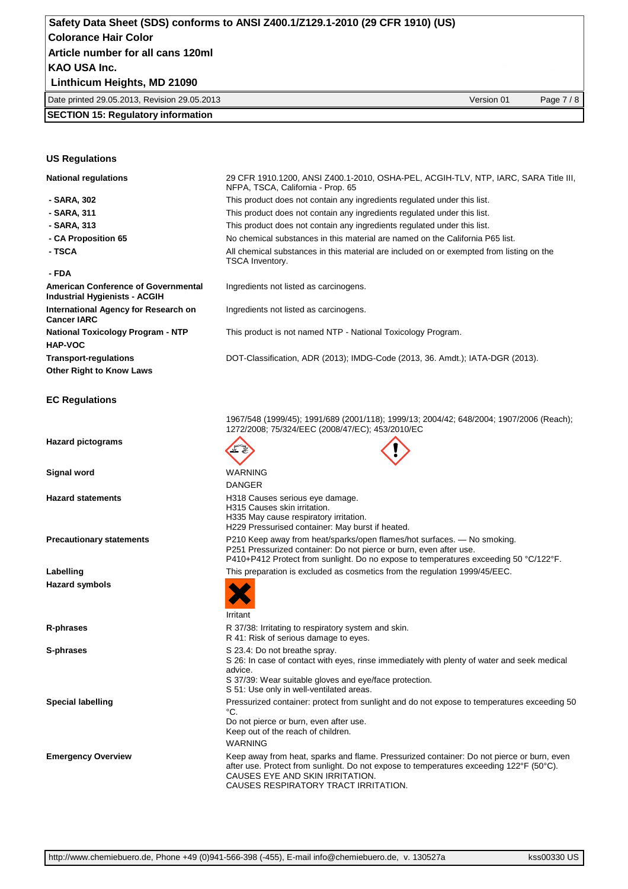## SECTION 15: Regulatory information

### US Regulations

| | |
|---|---|
| **National regulations** | 29 CFR 1910.1200, ANSI Z400.1-2010, OSHA-PEL, ACGIH-TLV, NTP, IARC, SARA Title III, NFPA, TSCA, California - Prop. 65 |
| **- SARA, 302** | This product does not contain any ingredients regulated under this list. |
| **- SARA, 311** | This product does not contain any ingredients regulated under this list. |
| **- SARA, 313** | This product does not contain any ingredients regulated under this list. |
| **- CA Proposition 65** | No chemical substances in this material are named on the California P65 list. |
| **- TSCA** | All chemical substances in this material are included on or exempted from listing on the TSCA Inventory. |
| **- FDA** | |
| **American Conference of Governmental Industrial Hygienists - ACGIH** | Ingredients not listed as carcinogens. |
| **International Agency for Research on Cancer IARC** | Ingredients not listed as carcinogens. |
| **National Toxicology Program - NTP** | This product is not named NTP - National Toxicology Program. |
| **HAP-VOC** | |
| **Transport-regulations** | DOT-Classification, ADR (2013); IMDG-Code (2013, 36. Amdt.); IATA-DGR (2013). |
| **Other Right to Know Laws** | |

### EC Regulations

| | |
|---|---|
| | 1967/548 (1999/45); 1991/689 (2001/118); 1999/13; 2004/42; 648/2004; 1907/2006 (Reach); 1272/2008; 75/324/EEC (2008/47/EC); 453/2010/EC |
| **Hazard pictograms** | |
| **Signal word** | WARNING<br>DANGER |
| **Hazard statements** | H318 Causes serious eye damage.<br>H315 Causes skin irritation.<br>H335 May cause respiratory irritation.<br>H229 Pressurised container: May burst if heated. |
| **Precautionary statements** | P210 Keep away from heat/sparks/open flames/hot surfaces. — No smoking.<br>P251 Pressurized container: Do not pierce or burn, even after use.<br>P410+P412 Protect from sunlight. Do no expose to temperatures exceeding 50 °C/122°F. |
| **Labelling** | This preparation is excluded as cosmetics from the regulation 1999/45/EEC. |
| **Hazard symbols** | Irritant |
| **R-phrases** | R 37/38: Irritating to respiratory system and skin.<br>R 41: Risk of serious damage to eyes. |
| **S-phrases** | S 23.4: Do not breathe spray.<br>S 26: In case of contact with eyes, rinse immediately with plenty of water and seek medical advice.<br>S 37/39: Wear suitable gloves and eye/face protection.<br>S 51: Use only in well-ventilated areas. |
| **Special labelling** | Pressurized container: protect from sunlight and do not expose to temperatures exceeding 50 °C.<br>Do not pierce or burn, even after use.<br>Keep out of the reach of children.<br>WARNING |
| **Emergency Overview** | Keep away from heat, sparks and flame. Pressurized container: Do not pierce or burn, even after use. Protect from sunlight. Do not expose to temperatures exceeding 122°F (50°C).<br>CAUSES EYE AND SKIN IRRITATION.<br>CAUSES RESPIRATORY TRACT IRRITATION. |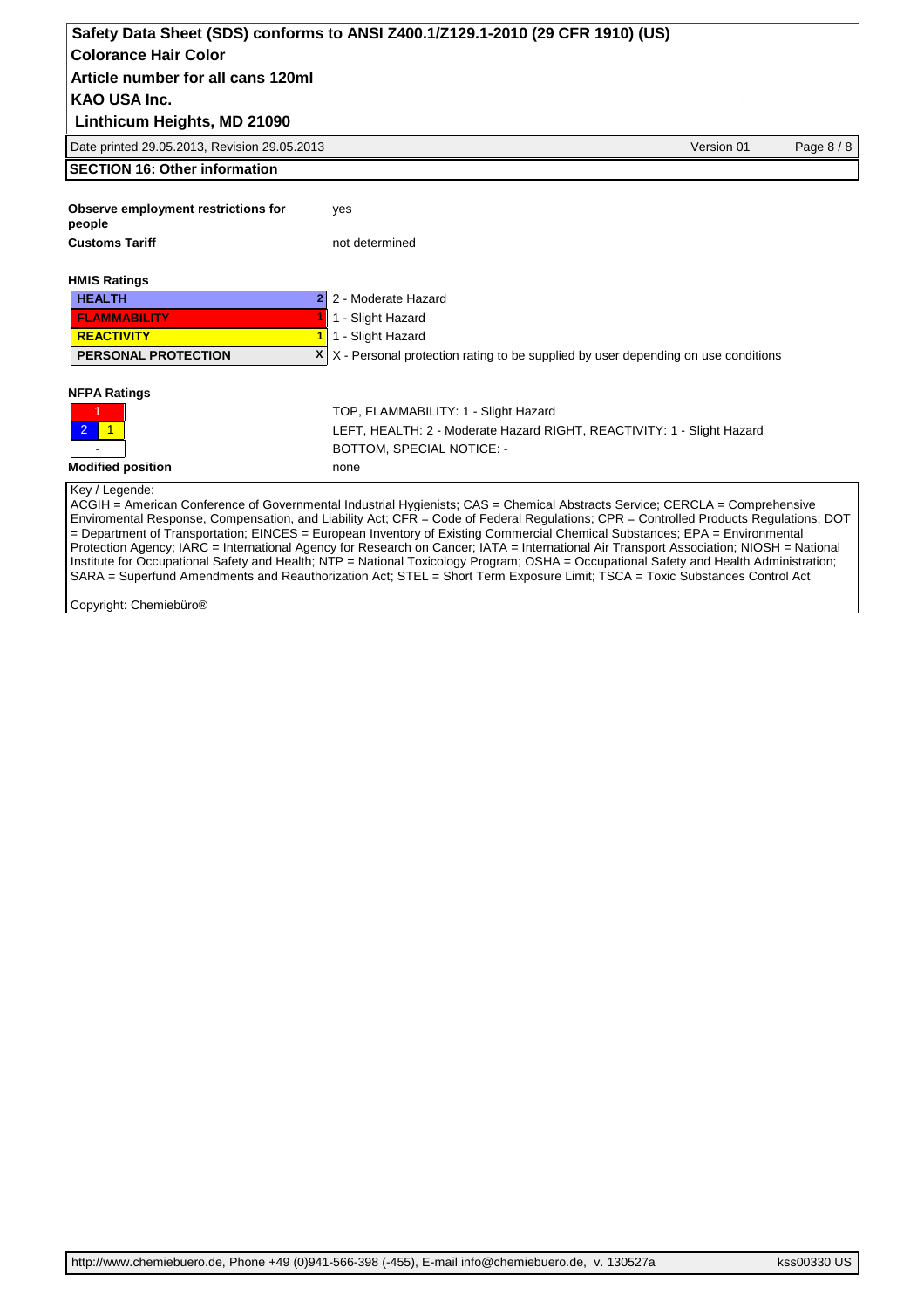## SECTION 16: Other information

| | |
|---|---|
| **Observe employment restrictions for people** | yes |
| **Customs Tariff** | not determined |

**HMIS Ratings**

| | | |
|---|---|---|
| **HEALTH** | 2 | 2 - Moderate Hazard |
| **FLAMMABILITY** | 1 | 1 - Slight Hazard |
| **REACTIVITY** | 1 | 1 - Slight Hazard |
| **PERSONAL PROTECTION** | X | X - Personal protection rating to be supplied by user depending on use conditions |

**NFPA Ratings**

| | | |
|---|---|---|
| | 1 | |
| 2 | | 1 |
| | - | |

TOP, FLAMMABILITY: 1 - Slight Hazard
LEFT, HEALTH: 2 - Moderate Hazard RIGHT, REACTIVITY: 1 - Slight Hazard
BOTTOM, SPECIAL NOTICE: -

**Modified position** none

Key / Legende:
ACGIH = American Conference of Governmental Industrial Hygienists; CAS = Chemical Abstracts Service; CERCLA = Comprehensive Enviromental Response, Compensation, and Liability Act; CFR = Code of Federal Regulations; CPR = Controlled Products Regulations; DOT = Department of Transportation; EINCES = European Inventory of Existing Commercial Chemical Substances; EPA = Environmental Protection Agency; IARC = International Agency for Research on Cancer; IATA = International Air Transport Association; NIOSH = National Institute for Occupational Safety and Health; NTP = National Toxicology Program; OSHA = Occupational Safety and Health Administration; SARA = Superfund Amendments and Reauthorization Act; STEL = Short Term Exposure Limit; TSCA = Toxic Substances Control Act

Copyright: Chemiebüro®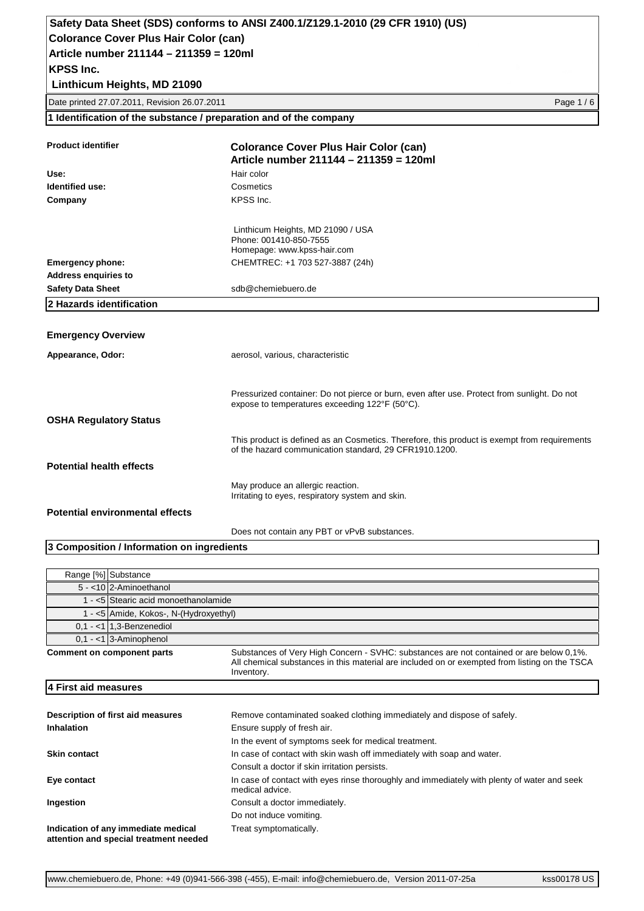# Safety Data Sheet (SDS) conforms to ANSI Z400.1/Z129.1-2010 (29 CFR 1910) (US)

**Colorance Cover Plus Hair Color (can)**
**Article number 211144 – 211359 = 120ml**
**KPSS Inc.**
**Linthicum Heights, MD 21090**

Date printed 27.07.2011, Revision 26.07.2011

## 1 Identification of the substance / preparation and of the company

| | |
|---|---|
| **Product identifier** | **Colorance Cover Plus Hair Color (can)** **Article number 211144 – 211359 = 120ml** |
| **Use:** | Hair color |
| **Identified use:** | Cosmetics |
| **Company** | KPSS Inc. |
| | Linthicum Heights, MD 21090 / USA Phone: 001410-850-7555 Homepage: www.kpss-hair.com |
| **Emergency phone:** | CHEMTREC: +1 703 527-3887 (24h) |
| **Address enquiries to Safety Data Sheet** | sdb@chemiebuero.de |

## 2 Hazards identification

**Emergency Overview**

**Appearance, Odor:** aerosol, various, characteristic

Pressurized container: Do not pierce or burn, even after use. Protect from sunlight. Do not expose to temperatures exceeding 122°F (50°C).

**OSHA Regulatory Status**

This product is defined as an Cosmetics. Therefore, this product is exempt from requirements of the hazard communication standard, 29 CFR1910.1200.

**Potential health effects**

May produce an allergic reaction.
Irritating to eyes, respiratory system and skin.

**Potential environmental effects**

Does not contain any PBT or vPvB substances.

## 3 Composition / Information on ingredients

| Range [%] | Substance |
|---|---|
| 5 - <10 | 2-Aminoethanol |
| 1 - <5 | Stearic acid monoethanolamide |
| 1 - <5 | Amide, Kokos-, N-(Hydroxyethyl) |
| 0,1 - <1 | 1,3-Benzenediol |
| 0,1 - <1 | 3-Aminophenol |

**Comment on component parts:** Substances of Very High Concern - SVHC: substances are not contained or are below 0,1%. All chemical substances in this material are included on or exempted from listing on the TSCA Inventory.

## 4 First aid measures

| | |
|---|---|
| **Description of first aid measures** | Remove contaminated soaked clothing immediately and dispose of safely. |
| **Inhalation** | Ensure supply of fresh air. In the event of symptoms seek for medical treatment. |
| **Skin contact** | In case of contact with skin wash off immediately with soap and water. Consult a doctor if skin irritation persists. |
| **Eye contact** | In case of contact with eyes rinse thoroughly and immediately with plenty of water and seek medical advice. |
| **Ingestion** | Consult a doctor immediately. Do not induce vomiting. |
| **Indication of any immediate medical attention and special treatment needed** | Treat symptomatically. |

www.chemiebuero.de, Phone: +49 (0)941-566-398 (-455), E-mail: info@chemiebuero.de, Version 2011-07-25a — kss00178 US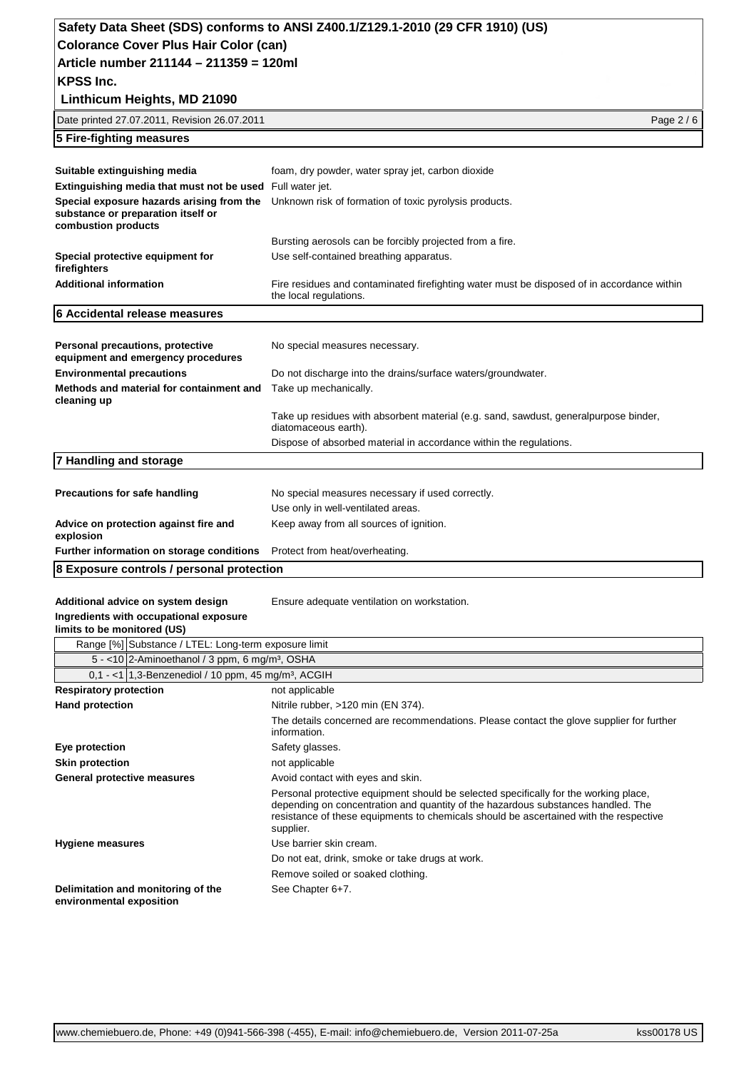## 5 Fire-fighting measures

| | |
|---|---|
| **Suitable extinguishing media** | foam, dry powder, water spray jet, carbon dioxide |
| **Extinguishing media that must not be used** | Full water jet. |
| **Special exposure hazards arising from the substance or preparation itself or combustion products** | Unknown risk of formation of toxic pyrolysis products. |
| | Bursting aerosols can be forcibly projected from a fire. |
| **Special protective equipment for firefighters** | Use self-contained breathing apparatus. |
| **Additional information** | Fire residues and contaminated firefighting water must be disposed of in accordance within the local regulations. |

## 6 Accidental release measures

| | |
|---|---|
| **Personal precautions, protective equipment and emergency procedures** | No special measures necessary. |
| **Environmental precautions** | Do not discharge into the drains/surface waters/groundwater. |
| **Methods and material for containment and cleaning up** | Take up mechanically. |
| | Take up residues with absorbent material (e.g. sand, sawdust, generalpurpose binder, diatomaceous earth). |
| | Dispose of absorbed material in accordance within the regulations. |

## 7 Handling and storage

| | |
|---|---|
| **Precautions for safe handling** | No special measures necessary if used correctly. |
| | Use only in well-ventilated areas. |
| **Advice on protection against fire and explosion** | Keep away from all sources of ignition. |
| **Further information on storage conditions** | Protect from heat/overheating. |

## 8 Exposure controls / personal protection

| | |
|---|---|
| **Additional advice on system design** | Ensure adequate ventilation on workstation. |

**Ingredients with occupational exposure limits to be monitored (US)**

| Range [%] | Substance / LTEL: Long-term exposure limit |
|---|---|
| 5 - <10 | 2-Aminoethanol / 3 ppm, 6 mg/m³, OSHA |
| 0,1 - <1 | 1,3-Benzenediol / 10 ppm, 45 mg/m³, ACGIH |

| | |
|---|---|
| **Respiratory protection** | not applicable |
| **Hand protection** | Nitrile rubber, >120 min (EN 374). |
| | The details concerned are recommendations. Please contact the glove supplier for further information. |
| **Eye protection** | Safety glasses. |
| **Skin protection** | not applicable |
| **General protective measures** | Avoid contact with eyes and skin. |
| | Personal protective equipment should be selected specifically for the working place, depending on concentration and quantity of the hazardous substances handled. The resistance of these equipments to chemicals should be ascertained with the respective supplier. |
| **Hygiene measures** | Use barrier skin cream. |
| | Do not eat, drink, smoke or take drugs at work. |
| | Remove soiled or soaked clothing. |
| **Delimitation and monitoring of the environmental exposition** | See Chapter 6+7. |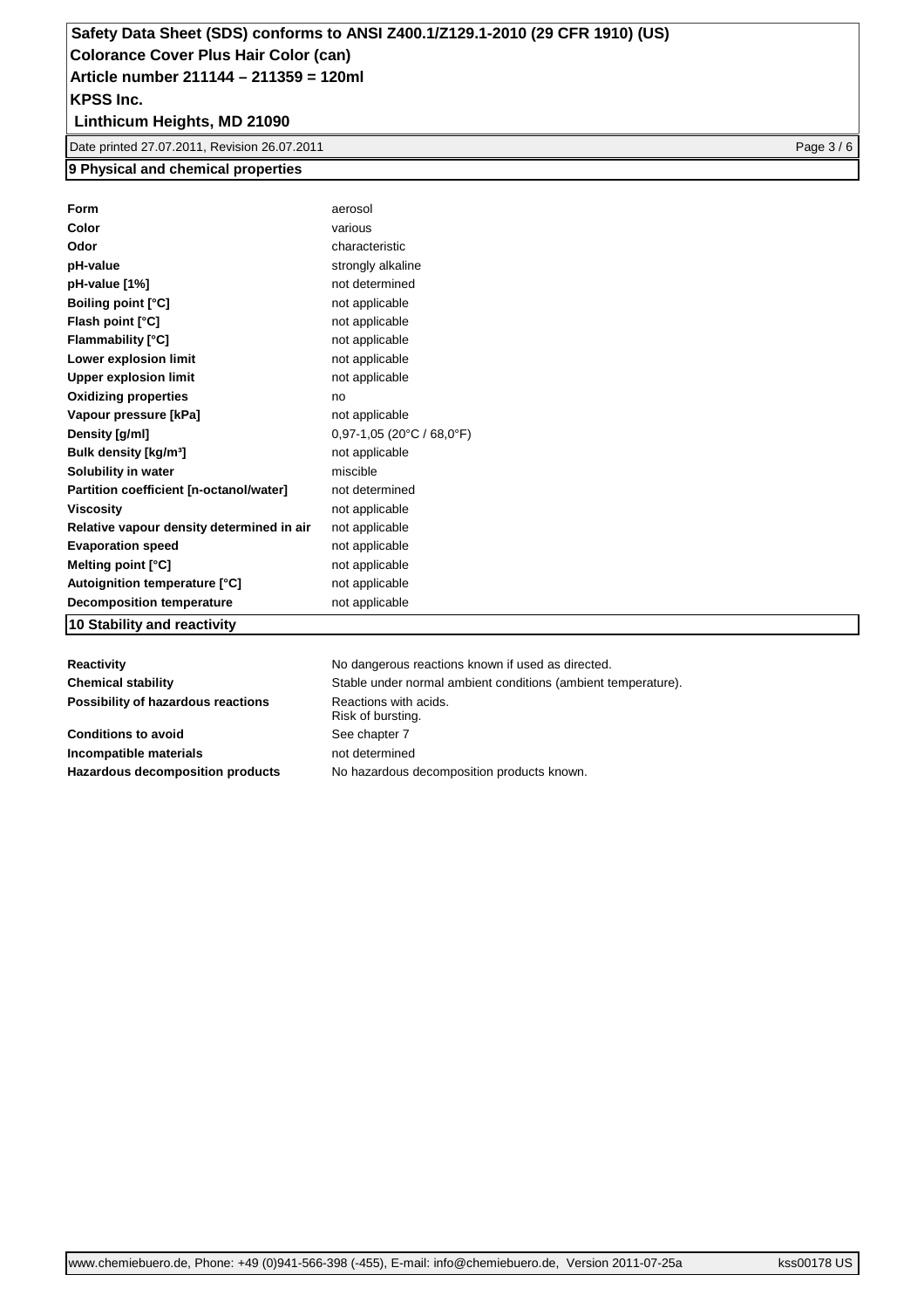## 9 Physical and chemical properties

| | |
|---|---|
| **Form** | aerosol |
| **Color** | various |
| **Odor** | characteristic |
| **pH-value** | strongly alkaline |
| **pH-value [1%]** | not determined |
| **Boiling point [°C]** | not applicable |
| **Flash point [°C]** | not applicable |
| **Flammability [°C]** | not applicable |
| **Lower explosion limit** | not applicable |
| **Upper explosion limit** | not applicable |
| **Oxidizing properties** | no |
| **Vapour pressure [kPa]** | not applicable |
| **Density [g/ml]** | 0,97-1,05 (20°C / 68,0°F) |
| **Bulk density [kg/m³]** | not applicable |
| **Solubility in water** | miscible |
| **Partition coefficient [n-octanol/water]** | not determined |
| **Viscosity** | not applicable |
| **Relative vapour density determined in air** | not applicable |
| **Evaporation speed** | not applicable |
| **Melting point [°C]** | not applicable |
| **Autoignition temperature [°C]** | not applicable |
| **Decomposition temperature** | not applicable |

## 10 Stability and reactivity

| | |
|---|---|
| **Reactivity** | No dangerous reactions known if used as directed. |
| **Chemical stability** | Stable under normal ambient conditions (ambient temperature). |
| **Possibility of hazardous reactions** | Reactions with acids.<br>Risk of bursting. |
| **Conditions to avoid** | See chapter 7 |
| **Incompatible materials** | not determined |
| **Hazardous decomposition products** | No hazardous decomposition products known. |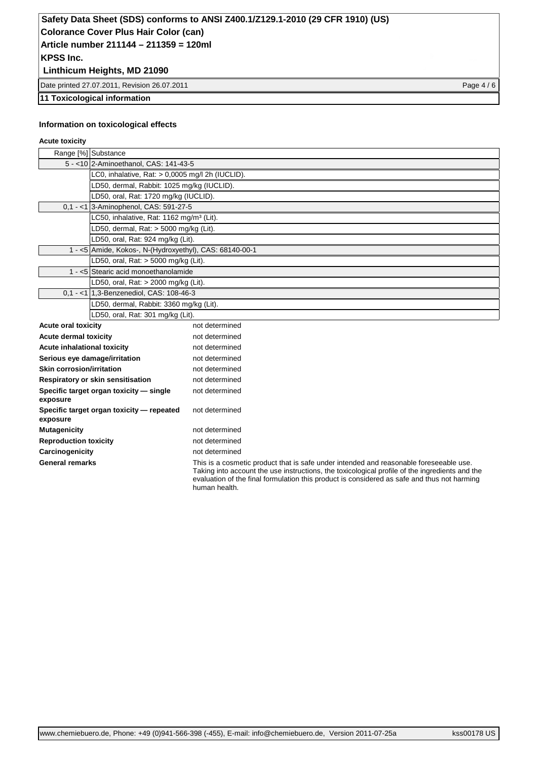## 11 Toxicological information

### Information on toxicological effects

**Acute toxicity**

| Range [%] | Substance |
|---|---|
| 5 - <10 | 2-Aminoethanol, CAS: 141-43-5 |
| | LC0, inhalative, Rat: > 0,0005 mg/l 2h (IUCLID). |
| | LD50, dermal, Rabbit: 1025 mg/kg (IUCLID). |
| | LD50, oral, Rat: 1720 mg/kg (IUCLID). |
| 0,1 - <1 | 3-Aminophenol, CAS: 591-27-5 |
| | LC50, inhalative, Rat: 1162 mg/m³ (Lit). |
| | LD50, dermal, Rat: > 5000 mg/kg (Lit). |
| | LD50, oral, Rat: 924 mg/kg (Lit). |
| 1 - <5 | Amide, Kokos-, N-(Hydroxyethyl), CAS: 68140-00-1 |
| | LD50, oral, Rat: > 5000 mg/kg (Lit). |
| 1 - <5 | Stearic acid monoethanolamide |
| | LD50, oral, Rat: > 2000 mg/kg (Lit). |
| 0,1 - <1 | 1,3-Benzenediol, CAS: 108-46-3 |
| | LD50, dermal, Rabbit: 3360 mg/kg (Lit). |
| | LD50, oral, Rat: 301 mg/kg (Lit). |

| | |
|---|---|
| **Acute oral toxicity** | not determined |
| **Acute dermal toxicity** | not determined |
| **Acute inhalational toxicity** | not determined |
| **Serious eye damage/irritation** | not determined |
| **Skin corrosion/irritation** | not determined |
| **Respiratory or skin sensitisation** | not determined |
| **Specific target organ toxicity — single exposure** | not determined |
| **Specific target organ toxicity — repeated exposure** | not determined |
| **Mutagenicity** | not determined |
| **Reproduction toxicity** | not determined |
| **Carcinogenicity** | not determined |
| **General remarks** | This is a cosmetic product that is safe under intended and reasonable foreseeable use. Taking into account the use instructions, the toxicological profile of the ingredients and the evaluation of the final formulation this product is considered as safe and thus not harming human health. |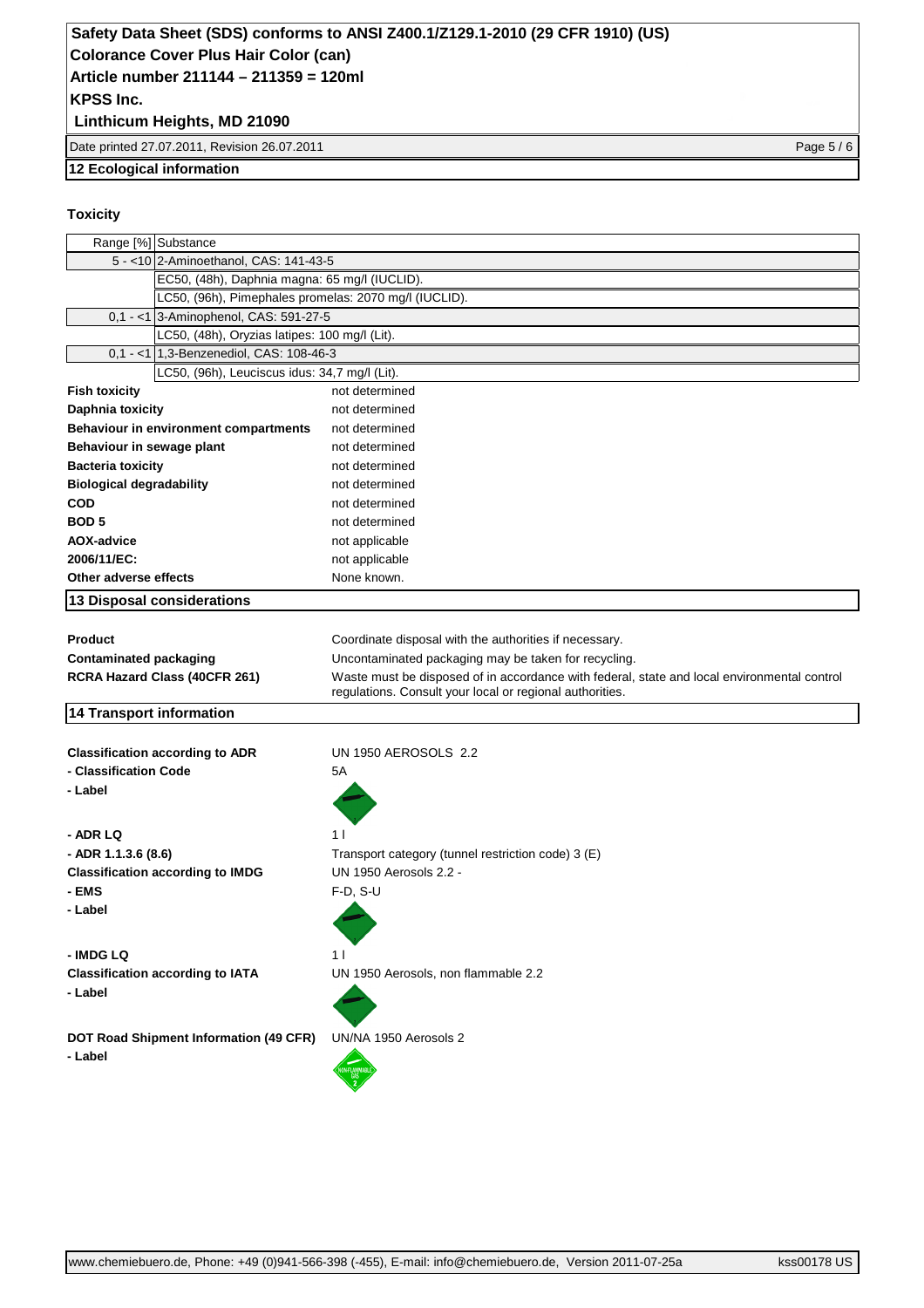## 12 Ecological information

### Toxicity

| Range [%] | Substance |
| --- | --- |
| 5 - <10 | 2-Aminoethanol, CAS: 141-43-5 |
| | EC50, (48h), Daphnia magna: 65 mg/l (IUCLID). |
| | LC50, (96h), Pimephales promelas: 2070 mg/l (IUCLID). |
| 0,1 - <1 | 3-Aminophenol, CAS: 591-27-5 |
| | LC50, (48h), Oryzias latipes: 100 mg/l (Lit). |
| 0,1 - <1 | 1,3-Benzenediol, CAS: 108-46-3 |
| | LC50, (96h), Leuciscus idus: 34,7 mg/l (Lit). |

| | |
| --- | --- |
| **Fish toxicity** | not determined |
| **Daphnia toxicity** | not determined |
| **Behaviour in environment compartments** | not determined |
| **Behaviour in sewage plant** | not determined |
| **Bacteria toxicity** | not determined |
| **Biological degradability** | not determined |
| **COD** | not determined |
| **BOD 5** | not determined |
| **AOX-advice** | not applicable |
| **2006/11/EC:** | not applicable |
| **Other adverse effects** | None known. |

## 13 Disposal considerations

| | |
| --- | --- |
| **Product** | Coordinate disposal with the authorities if necessary. |
| **Contaminated packaging** | Uncontaminated packaging may be taken for recycling. |
| **RCRA Hazard Class (40CFR 261)** | Waste must be disposed of in accordance with federal, state and local environmental control regulations. Consult your local or regional authorities. |

## 14 Transport information

| | |
| --- | --- |
| **Classification according to ADR** | UN 1950 AEROSOLS 2.2 |
| **- Classification Code** | 5A |
| **- Label** | |
| **- ADR LQ** | 1 l |
| **- ADR 1.1.3.6 (8.6)** | Transport category (tunnel restriction code) 3 (E) |
| **Classification according to IMDG** | UN 1950 Aerosols 2.2 - |
| **- EMS** | F-D, S-U |
| **- Label** | |
| **- IMDG LQ** | 1 l |
| **Classification according to IATA** | UN 1950 Aerosols, non flammable 2.2 |
| **- Label** | |
| **DOT Road Shipment Information (49 CFR)** | UN/NA 1950 Aerosols 2 |
| **- Label** | NON-FLAMMABLE GAS 2 |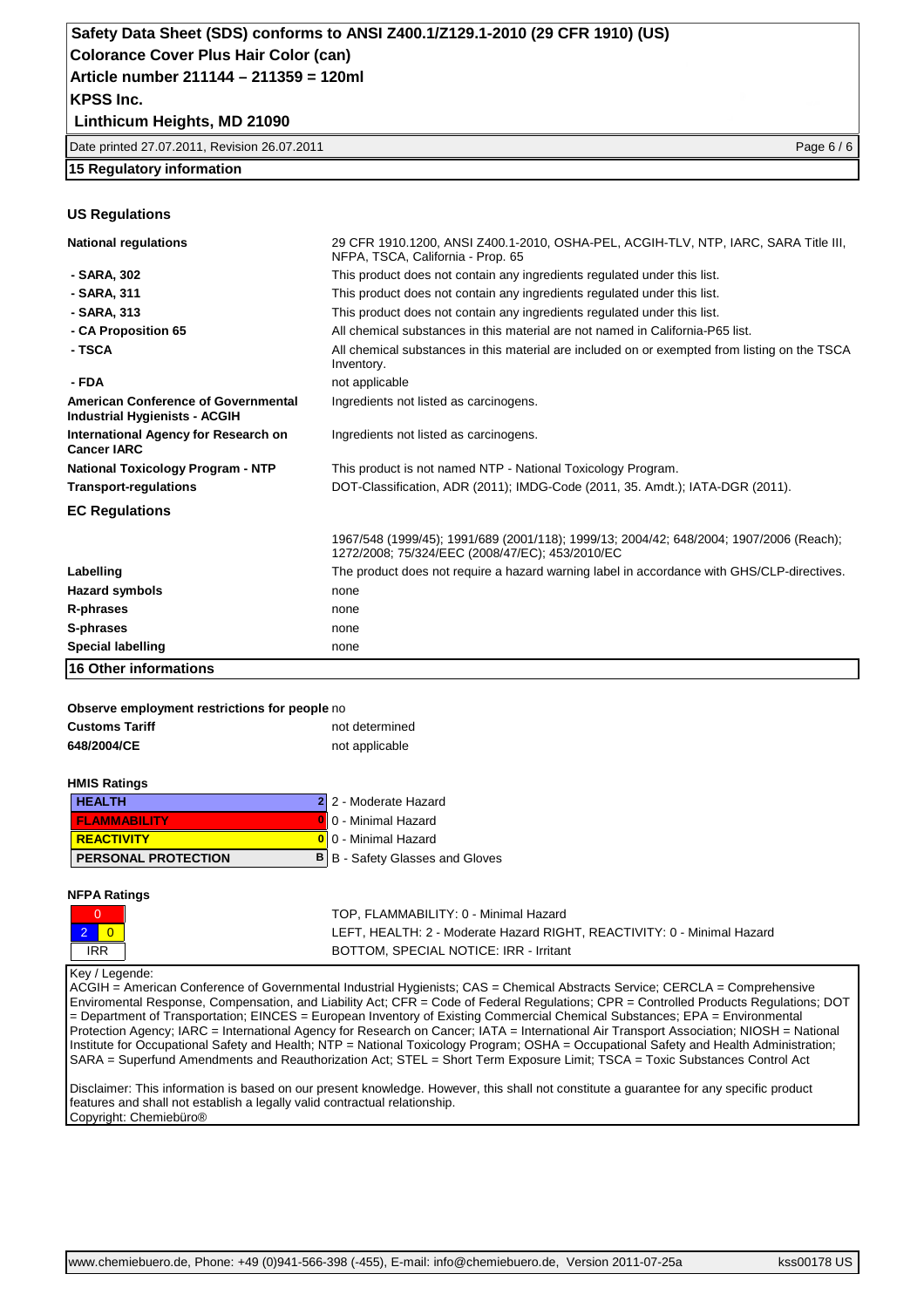## 15 Regulatory information

### US Regulations

| | |
|---|---|
| **National regulations** | 29 CFR 1910.1200, ANSI Z400.1-2010, OSHA-PEL, ACGIH-TLV, NTP, IARC, SARA Title III, NFPA, TSCA, California - Prop. 65 |
| **- SARA, 302** | This product does not contain any ingredients regulated under this list. |
| **- SARA, 311** | This product does not contain any ingredients regulated under this list. |
| **- SARA, 313** | This product does not contain any ingredients regulated under this list. |
| **- CA Proposition 65** | All chemical substances in this material are not named in California-P65 list. |
| **- TSCA** | All chemical substances in this material are included on or exempted from listing on the TSCA Inventory. |
| **- FDA** | not applicable |
| **American Conference of Governmental Industrial Hygienists - ACGIH** | Ingredients not listed as carcinogens. |
| **International Agency for Research on Cancer IARC** | Ingredients not listed as carcinogens. |
| **National Toxicology Program - NTP** | This product is not named NTP - National Toxicology Program. |
| **Transport-regulations** | DOT-Classification, ADR (2011); IMDG-Code (2011, 35. Amdt.); IATA-DGR (2011). |

### EC Regulations

| | |
|---|---|
| | 1967/548 (1999/45); 1991/689 (2001/118); 1999/13; 2004/42; 648/2004; 1907/2006 (Reach); 1272/2008; 75/324/EEC (2008/47/EC); 453/2010/EC |
| **Labelling** | The product does not require a hazard warning label in accordance with GHS/CLP-directives. |
| **Hazard symbols** | none |
| **R-phrases** | none |
| **S-phrases** | none |
| **Special labelling** | none |

## 16 Other informations

| | |
|---|---|
| **Observe employment restrictions for people** | no |
| **Customs Tariff** | not determined |
| **648/2004/CE** | not applicable |

**HMIS Ratings**

| | | |
|---|---|---|
| **HEALTH** | 2 | 2 - Moderate Hazard |
| **FLAMMABILITY** | 0 | 0 - Minimal Hazard |
| **REACTIVITY** | 0 | 0 - Minimal Hazard |
| **PERSONAL PROTECTION** | B | B - Safety Glasses and Gloves |

**NFPA Ratings**

| | |
|---|---|
| 0 | TOP, FLAMMABILITY: 0 - Minimal Hazard |
| 2 / 0 | LEFT, HEALTH: 2 - Moderate Hazard RIGHT, REACTIVITY: 0 - Minimal Hazard |
| IRR | BOTTOM, SPECIAL NOTICE: IRR - Irritant |

Key / Legende:
ACGIH = American Conference of Governmental Industrial Hygienists; CAS = Chemical Abstracts Service; CERCLA = Comprehensive Enviromental Response, Compensation, and Liability Act; CFR = Code of Federal Regulations; CPR = Controlled Products Regulations; DOT = Department of Transportation; EINCES = European Inventory of Existing Commercial Chemical Substances; EPA = Environmental Protection Agency; IARC = International Agency for Research on Cancer; IATA = International Air Transport Association; NIOSH = National Institute for Occupational Safety and Health; NTP = National Toxicology Program; OSHA = Occupational Safety and Health Administration; SARA = Superfund Amendments and Reauthorization Act; STEL = Short Term Exposure Limit; TSCA = Toxic Substances Control Act

Disclaimer: This information is based on our present knowledge. However, this shall not constitute a guarantee for any specific product features and shall not establish a legally valid contractual relationship.
Copyright: Chemiebüro®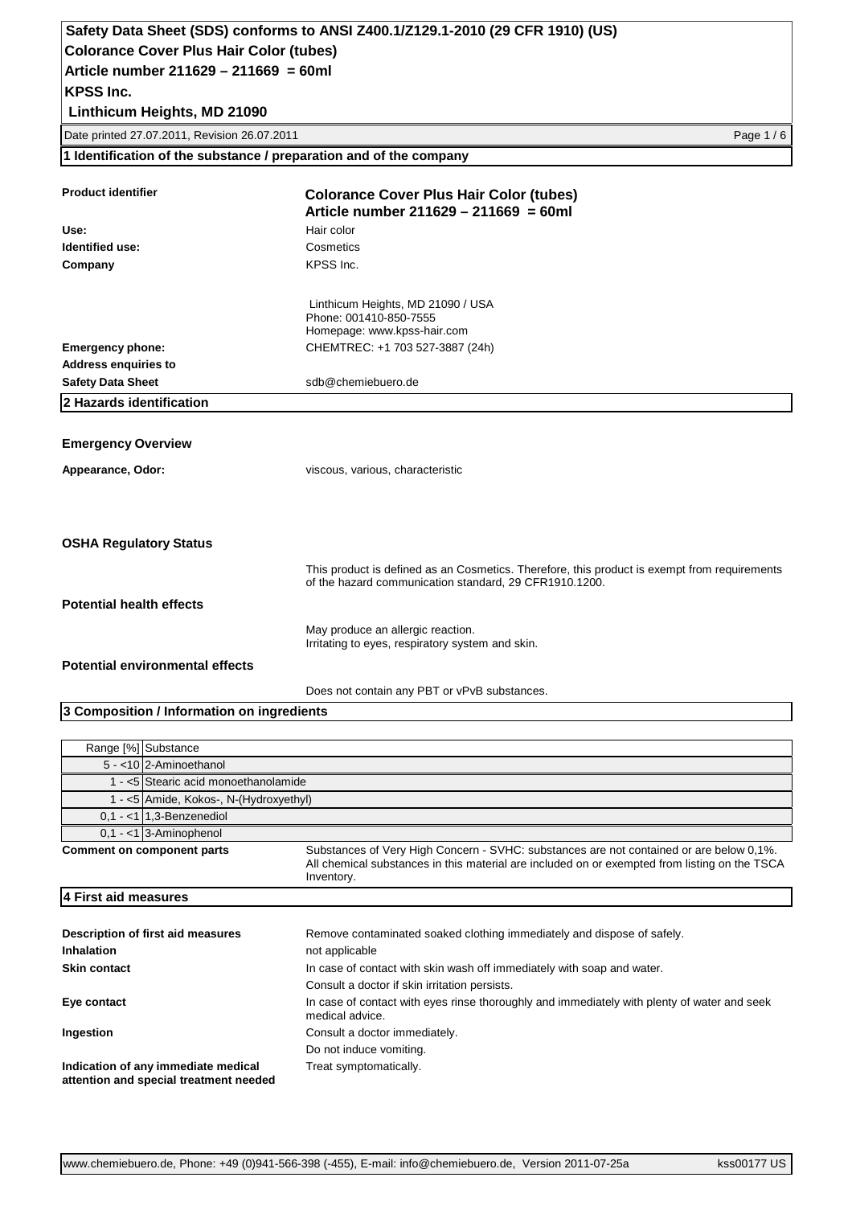# Safety Data Sheet (SDS) conforms to ANSI Z400.1/Z129.1-2010 (29 CFR 1910) (US)

**Colorance Cover Plus Hair Color (tubes)**
**Article number 211629 – 211669 = 60ml**
**KPSS Inc.**
**Linthicum Heights, MD 21090**

Date printed 27.07.2011, Revision 26.07.2011

## 1 Identification of the substance / preparation and of the company

**Product identifier**
**Colorance Cover Plus Hair Color (tubes)**
**Article number 211629 – 211669 = 60ml**

**Use:** Hair color

**Identified use:** Cosmetics

**Company** KPSS Inc.

Linthicum Heights, MD 21090 / USA
Phone: 001410-850-7555
Homepage: www.kpss-hair.com

**Emergency phone:** CHEMTREC: +1 703 527-3887 (24h)

**Address enquiries to Safety Data Sheet** sdb@chemiebuero.de

## 2 Hazards identification

### Emergency Overview

**Appearance, Odor:** viscous, various, characteristic

### OSHA Regulatory Status

This product is defined as an Cosmetics. Therefore, this product is exempt from requirements of the hazard communication standard, 29 CFR1910.1200.

### Potential health effects

May produce an allergic reaction.
Irritating to eyes, respiratory system and skin.

### Potential environmental effects

Does not contain any PBT or vPvB substances.

## 3 Composition / Information on ingredients

| Range [%] | Substance |
|---|---|
| 5 - <10 | 2-Aminoethanol |
| 1 - <5 | Stearic acid monoethanolamide |
| 1 - <5 | Amide, Kokos-, N-(Hydroxyethyl) |
| 0,1 - <1 | 1,3-Benzenediol |
| 0,1 - <1 | 3-Aminophenol |

**Comment on component parts** Substances of Very High Concern - SVHC: substances are not contained or are below 0,1%. All chemical substances in this material are included on or exempted from listing on the TSCA Inventory.

## 4 First aid measures

**Description of first aid measures** Remove contaminated soaked clothing immediately and dispose of safely.

**Inhalation** not applicable

**Skin contact** In case of contact with skin wash off immediately with soap and water.
Consult a doctor if skin irritation persists.

**Eye contact** In case of contact with eyes rinse thoroughly and immediately with plenty of water and seek medical advice.

**Ingestion** Consult a doctor immediately.
Do not induce vomiting.

**Indication of any immediate medical attention and special treatment needed** Treat symptomatically.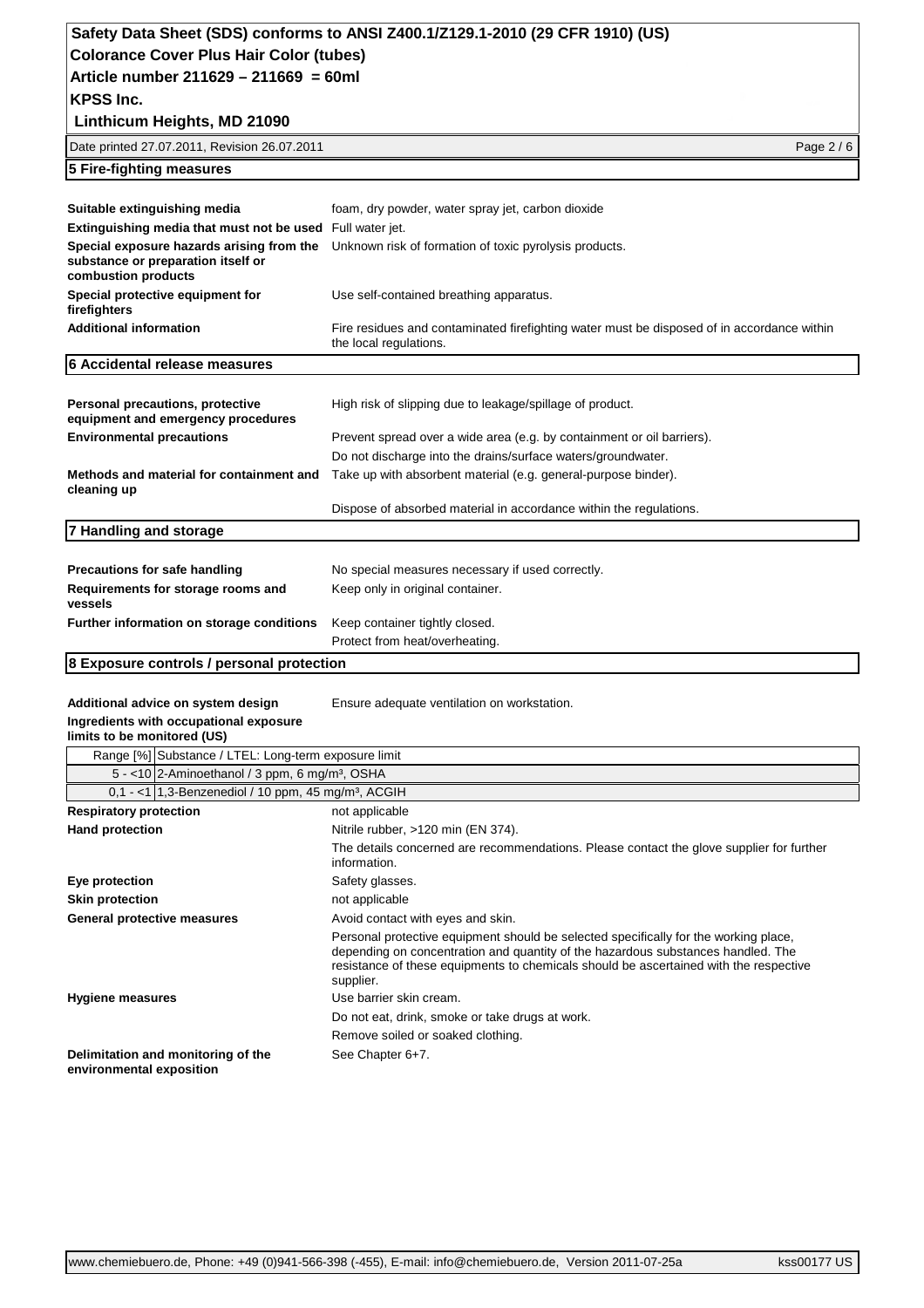## 5 Fire-fighting measures

| | |
|---|---|
| **Suitable extinguishing media** | foam, dry powder, water spray jet, carbon dioxide |
| **Extinguishing media that must not be used** | Full water jet. |
| **Special exposure hazards arising from the substance or preparation itself or combustion products** | Unknown risk of formation of toxic pyrolysis products. |
| **Special protective equipment for firefighters** | Use self-contained breathing apparatus. |
| **Additional information** | Fire residues and contaminated firefighting water must be disposed of in accordance within the local regulations. |

## 6 Accidental release measures

| | |
|---|---|
| **Personal precautions, protective equipment and emergency procedures** | High risk of slipping due to leakage/spillage of product. |
| **Environmental precautions** | Prevent spread over a wide area (e.g. by containment or oil barriers). |
| | Do not discharge into the drains/surface waters/groundwater. |
| **Methods and material for containment and cleaning up** | Take up with absorbent material (e.g. general-purpose binder). |
| | Dispose of absorbed material in accordance within the regulations. |

## 7 Handling and storage

| | |
|---|---|
| **Precautions for safe handling** | No special measures necessary if used correctly. |
| **Requirements for storage rooms and vessels** | Keep only in original container. |
| **Further information on storage conditions** | Keep container tightly closed. |
| | Protect from heat/overheating. |

## 8 Exposure controls / personal protection

**Additional advice on system design** Ensure adequate ventilation on workstation.

**Ingredients with occupational exposure limits to be monitored (US)**

| Range [%] | Substance / LTEL: Long-term exposure limit |
|---|---|
| 5 - <10 | 2-Aminoethanol / 3 ppm, 6 mg/m³, OSHA |
| 0,1 - <1 | 1,3-Benzenediol / 10 ppm, 45 mg/m³, ACGIH |

| | |
|---|---|
| **Respiratory protection** | not applicable |
| **Hand protection** | Nitrile rubber, >120 min (EN 374). |
| | The details concerned are recommendations. Please contact the glove supplier for further information. |
| **Eye protection** | Safety glasses. |
| **Skin protection** | not applicable |
| **General protective measures** | Avoid contact with eyes and skin. |
| | Personal protective equipment should be selected specifically for the working place, depending on concentration and quantity of the hazardous substances handled. The resistance of these equipments to chemicals should be ascertained with the respective supplier. |
| **Hygiene measures** | Use barrier skin cream. |
| | Do not eat, drink, smoke or take drugs at work. |
| | Remove soiled or soaked clothing. |
| **Delimitation and monitoring of the environmental exposition** | See Chapter 6+7. |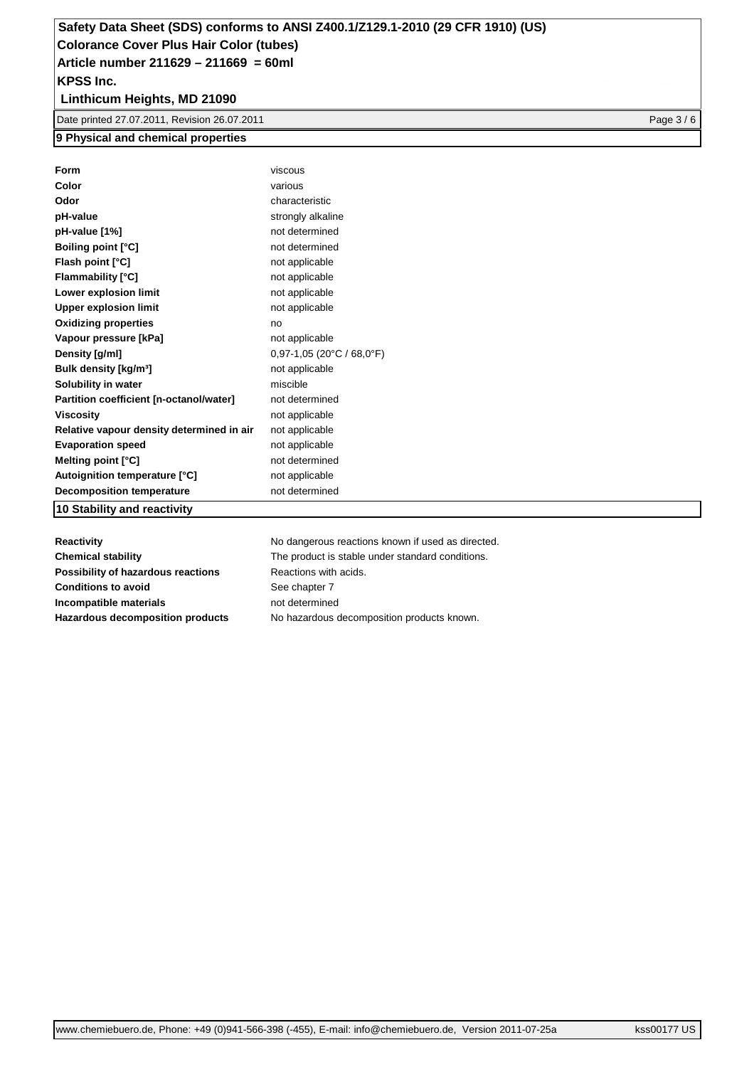## 9 Physical and chemical properties

| Property | Value |
|---|---|
| **Form** | viscous |
| **Color** | various |
| **Odor** | characteristic |
| **pH-value** | strongly alkaline |
| **pH-value [1%]** | not determined |
| **Boiling point [°C]** | not determined |
| **Flash point [°C]** | not applicable |
| **Flammability [°C]** | not applicable |
| **Lower explosion limit** | not applicable |
| **Upper explosion limit** | not applicable |
| **Oxidizing properties** | no |
| **Vapour pressure [kPa]** | not applicable |
| **Density [g/ml]** | 0,97-1,05 (20°C / 68,0°F) |
| **Bulk density [kg/m³]** | not applicable |
| **Solubility in water** | miscible |
| **Partition coefficient [n-octanol/water]** | not determined |
| **Viscosity** | not applicable |
| **Relative vapour density determined in air** | not applicable |
| **Evaporation speed** | not applicable |
| **Melting point [°C]** | not determined |
| **Autoignition temperature [°C]** | not applicable |
| **Decomposition temperature** | not determined |

## 10 Stability and reactivity

| Property | Value |
|---|---|
| **Reactivity** | No dangerous reactions known if used as directed. |
| **Chemical stability** | The product is stable under standard conditions. |
| **Possibility of hazardous reactions** | Reactions with acids. |
| **Conditions to avoid** | See chapter 7 |
| **Incompatible materials** | not determined |
| **Hazardous decomposition products** | No hazardous decomposition products known. |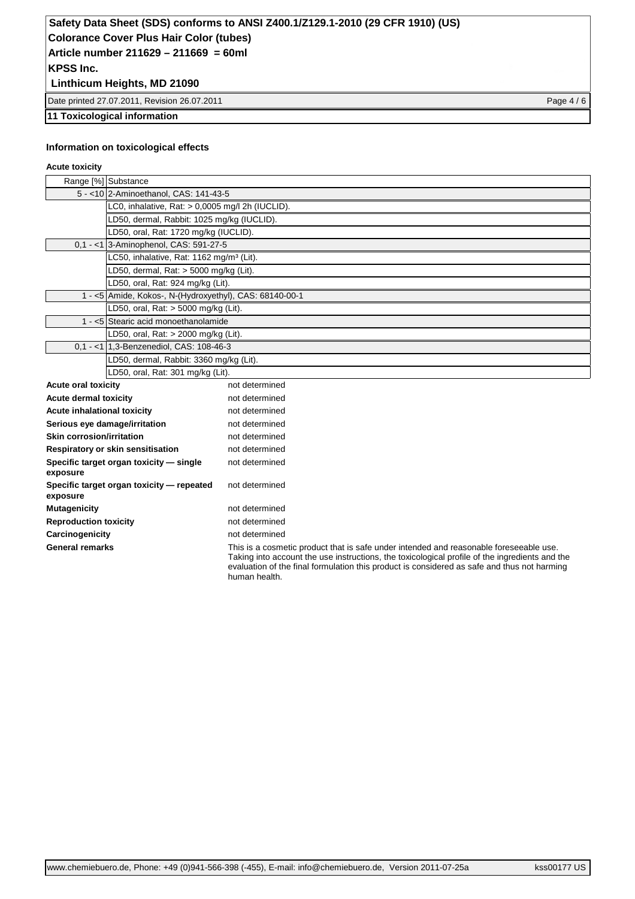## 11 Toxicological information

### Information on toxicological effects

**Acute toxicity**

| Range [%] | Substance |
|---|---|
| 5 - <10 | 2-Aminoethanol, CAS: 141-43-5 |
| | LC0, inhalative, Rat: > 0,0005 mg/l 2h (IUCLID). |
| | LD50, dermal, Rabbit: 1025 mg/kg (IUCLID). |
| | LD50, oral, Rat: 1720 mg/kg (IUCLID). |
| 0,1 - <1 | 3-Aminophenol, CAS: 591-27-5 |
| | LC50, inhalative, Rat: 1162 mg/m³ (Lit). |
| | LD50, dermal, Rat: > 5000 mg/kg (Lit). |
| | LD50, oral, Rat: 924 mg/kg (Lit). |
| 1 - <5 | Amide, Kokos-, N-(Hydroxyethyl), CAS: 68140-00-1 |
| | LD50, oral, Rat: > 5000 mg/kg (Lit). |
| 1 - <5 | Stearic acid monoethanolamide |
| | LD50, oral, Rat: > 2000 mg/kg (Lit). |
| 0,1 - <1 | 1,3-Benzenediol, CAS: 108-46-3 |
| | LD50, dermal, Rabbit: 3360 mg/kg (Lit). |
| | LD50, oral, Rat: 301 mg/kg (Lit). |

| | |
|---|---|
| **Acute oral toxicity** | not determined |
| **Acute dermal toxicity** | not determined |
| **Acute inhalational toxicity** | not determined |
| **Serious eye damage/irritation** | not determined |
| **Skin corrosion/irritation** | not determined |
| **Respiratory or skin sensitisation** | not determined |
| **Specific target organ toxicity — single exposure** | not determined |
| **Specific target organ toxicity — repeated exposure** | not determined |
| **Mutagenicity** | not determined |
| **Reproduction toxicity** | not determined |
| **Carcinogenicity** | not determined |
| **General remarks** | This is a cosmetic product that is safe under intended and reasonable foreseeable use. Taking into account the use instructions, the toxicological profile of the ingredients and the evaluation of the final formulation this product is considered as safe and thus not harming human health. |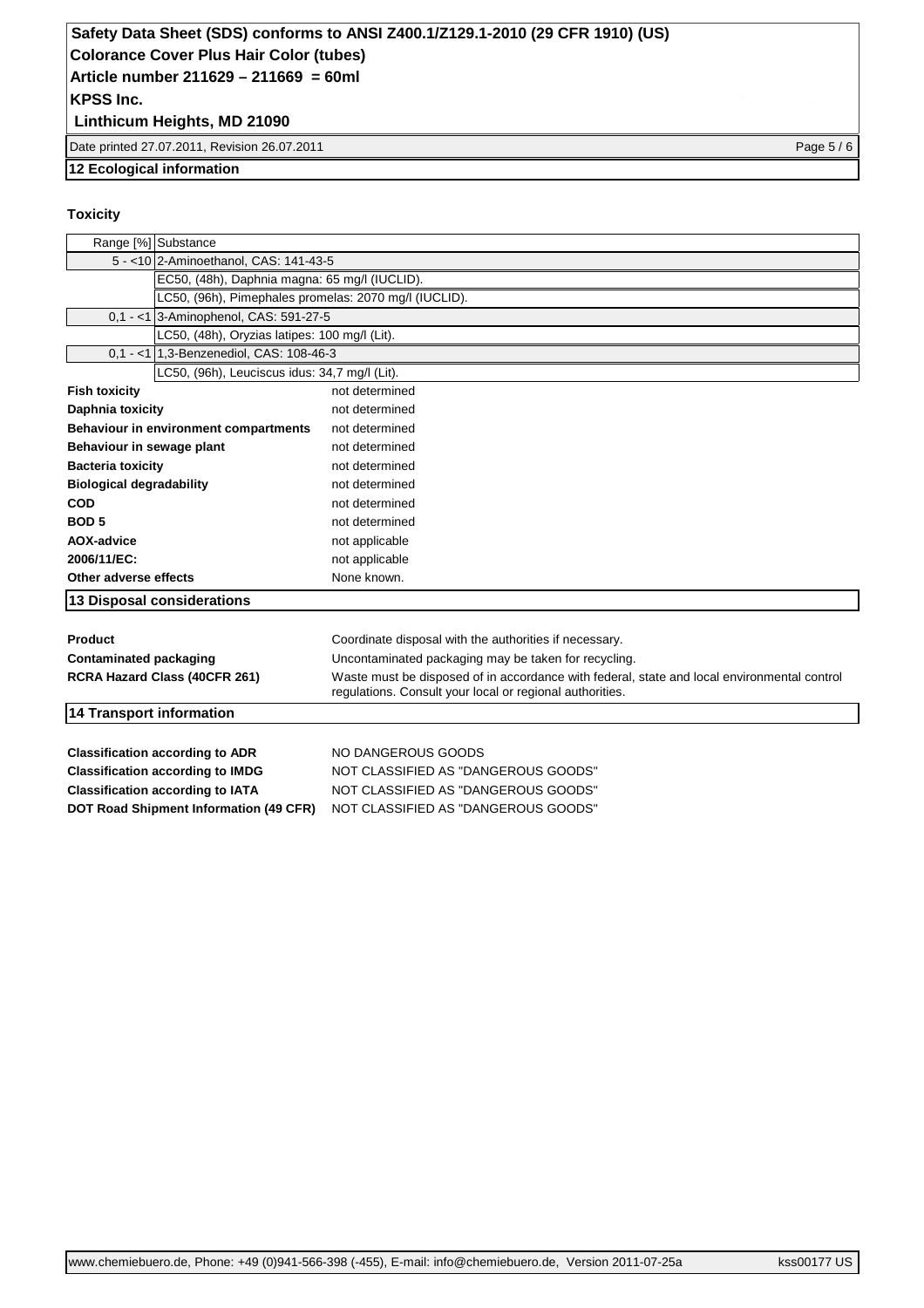## 12 Ecological information

### Toxicity

| Range [%] | Substance |
|---|---|
| 5 - <10 | 2-Aminoethanol, CAS: 141-43-5 |
| | EC50, (48h), Daphnia magna: 65 mg/l (IUCLID). |
| | LC50, (96h), Pimephales promelas: 2070 mg/l (IUCLID). |
| 0,1 - <1 | 3-Aminophenol, CAS: 591-27-5 |
| | LC50, (48h), Oryzias latipes: 100 mg/l (Lit). |
| 0,1 - <1 | 1,3-Benzenediol, CAS: 108-46-3 |
| | LC50, (96h), Leuciscus idus: 34,7 mg/l (Lit). |

| | |
|---|---|
| **Fish toxicity** | not determined |
| **Daphnia toxicity** | not determined |
| **Behaviour in environment compartments** | not determined |
| **Behaviour in sewage plant** | not determined |
| **Bacteria toxicity** | not determined |
| **Biological degradability** | not determined |
| **COD** | not determined |
| **BOD 5** | not determined |
| **AOX-advice** | not applicable |
| **2006/11/EC:** | not applicable |
| **Other adverse effects** | None known. |

## 13 Disposal considerations

| | |
|---|---|
| **Product** | Coordinate disposal with the authorities if necessary. |
| **Contaminated packaging** | Uncontaminated packaging may be taken for recycling. |
| **RCRA Hazard Class (40CFR 261)** | Waste must be disposed of in accordance with federal, state and local environmental control regulations. Consult your local or regional authorities. |

## 14 Transport information

| | |
|---|---|
| **Classification according to ADR** | NO DANGEROUS GOODS |
| **Classification according to IMDG** | NOT CLASSIFIED AS "DANGEROUS GOODS" |
| **Classification according to IATA** | NOT CLASSIFIED AS "DANGEROUS GOODS" |
| **DOT Road Shipment Information (49 CFR)** | NOT CLASSIFIED AS "DANGEROUS GOODS" |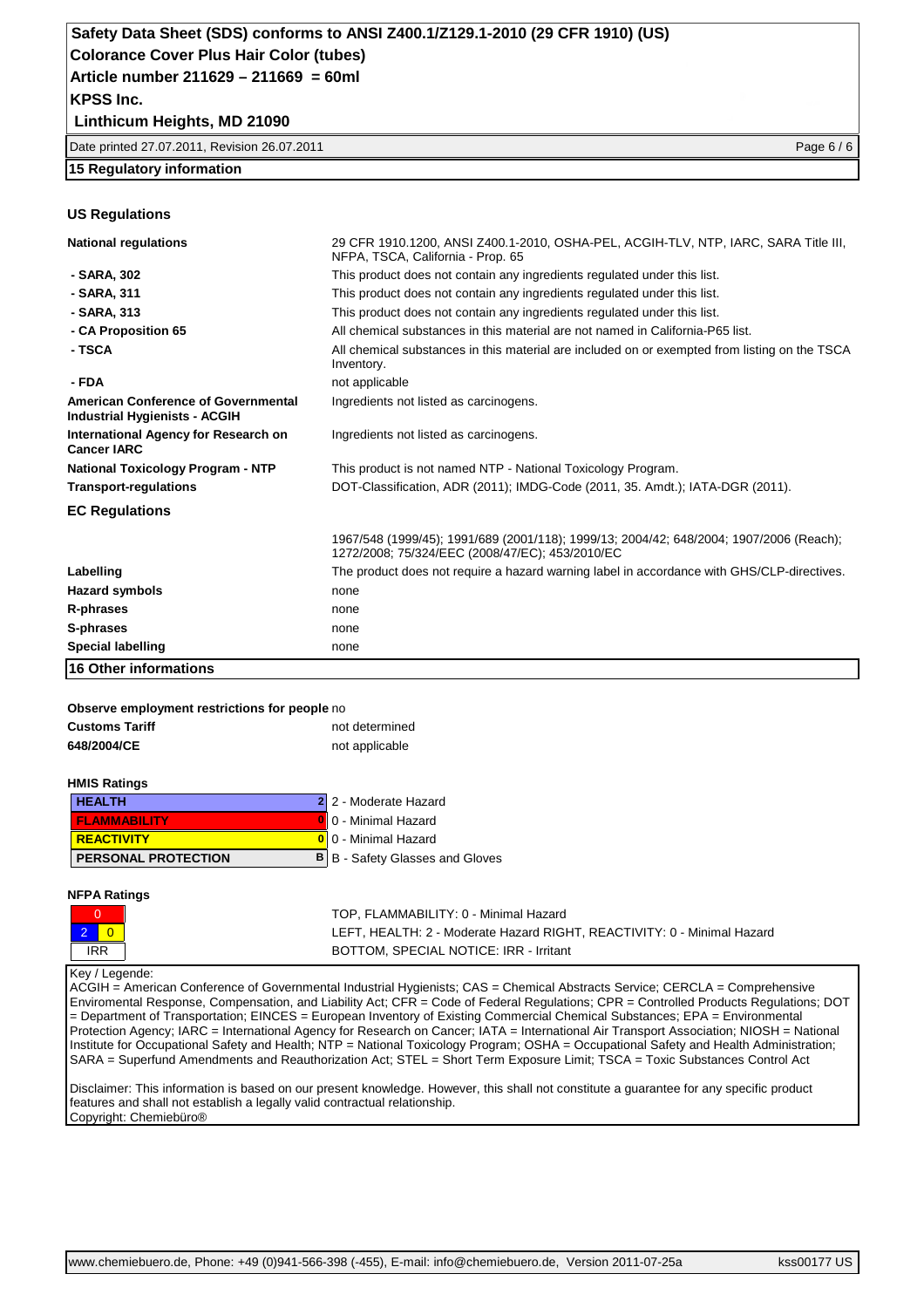## 15 Regulatory information

### US Regulations

| | |
|---|---|
| **National regulations** | 29 CFR 1910.1200, ANSI Z400.1-2010, OSHA-PEL, ACGIH-TLV, NTP, IARC, SARA Title III, NFPA, TSCA, California - Prop. 65 |
| **- SARA, 302** | This product does not contain any ingredients regulated under this list. |
| **- SARA, 311** | This product does not contain any ingredients regulated under this list. |
| **- SARA, 313** | This product does not contain any ingredients regulated under this list. |
| **- CA Proposition 65** | All chemical substances in this material are not named in California-P65 list. |
| **- TSCA** | All chemical substances in this material are included on or exempted from listing on the TSCA Inventory. |
| **- FDA** | not applicable |
| **American Conference of Governmental Industrial Hygienists - ACGIH** | Ingredients not listed as carcinogens. |
| **International Agency for Research on Cancer IARC** | Ingredients not listed as carcinogens. |
| **National Toxicology Program - NTP** | This product is not named NTP - National Toxicology Program. |
| **Transport-regulations** | DOT-Classification, ADR (2011); IMDG-Code (2011, 35. Amdt.); IATA-DGR (2011). |

### EC Regulations

| | |
|---|---|
| | 1967/548 (1999/45); 1991/689 (2001/118); 1999/13; 2004/42; 648/2004; 1907/2006 (Reach); 1272/2008; 75/324/EEC (2008/47/EC); 453/2010/EC |
| **Labelling** | The product does not require a hazard warning label in accordance with GHS/CLP-directives. |
| **Hazard symbols** | none |
| **R-phrases** | none |
| **S-phrases** | none |
| **Special labelling** | none |

## 16 Other informations

| | |
|---|---|
| **Observe employment restrictions for people** | no |
| **Customs Tariff** | not determined |
| **648/2004/CE** | not applicable |

**HMIS Ratings**

| | | |
|---|---|---|
| **HEALTH** | 2 | 2 - Moderate Hazard |
| **FLAMMABILITY** | 0 | 0 - Minimal Hazard |
| **REACTIVITY** | 0 | 0 - Minimal Hazard |
| **PERSONAL PROTECTION** | B | B - Safety Glasses and Gloves |

**NFPA Ratings**

TOP, FLAMMABILITY: 0 - Minimal Hazard
LEFT, HEALTH: 2 - Moderate Hazard RIGHT, REACTIVITY: 0 - Minimal Hazard
BOTTOM, SPECIAL NOTICE: IRR - Irritant

Key / Legende:
ACGIH = American Conference of Governmental Industrial Hygienists; CAS = Chemical Abstracts Service; CERCLA = Comprehensive Enviromental Response, Compensation, and Liability Act; CFR = Code of Federal Regulations; CPR = Controlled Products Regulations; DOT = Department of Transportation; EINCES = European Inventory of Existing Commercial Chemical Substances; EPA = Environmental Protection Agency; IARC = International Agency for Research on Cancer; IATA = International Air Transport Association; NIOSH = National Institute for Occupational Safety and Health; NTP = National Toxicology Program; OSHA = Occupational Safety and Health Administration; SARA = Superfund Amendments and Reauthorization Act; STEL = Short Term Exposure Limit; TSCA = Toxic Substances Control Act

Disclaimer: This information is based on our present knowledge. However, this shall not constitute a guarantee for any specific product features and shall not establish a legally valid contractual relationship.
Copyright: Chemiebüro®